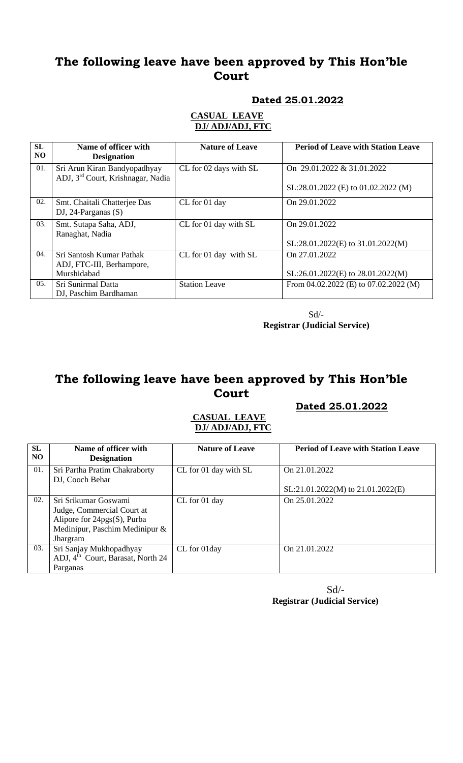# The following leave have been approved by This Hon'ble Court

**Dated 25.01.2022**

**CASUAL LEAVE**
**DJ/ ADJ/ADJ, FTC**

| SL NO | Name of officer with Designation | Nature of Leave | Period of Leave with Station Leave |
|---|---|---|---|
| 01. | Sri Arun Kiran Bandyopadhyay ADJ, 3rd Court, Krishnagar, Nadia | CL for 02 days with SL | On 29.01.2022 & 31.01.2022<br><br>SL:28.01.2022 (E) to 01.02.2022 (M) |
| 02. | Smt. Chaitali Chatterjee Das DJ, 24-Parganas (S) | CL for 01 day | On 29.01.2022 |
| 03. | Smt. Sutapa Saha, ADJ, Ranaghat, Nadia | CL for 01 day with SL | On 29.01.2022<br><br>SL:28.01.2022(E) to 31.01.2022(M) |
| 04. | Sri Santosh Kumar Pathak ADJ, FTC-III, Berhampore, Murshidabad | CL for 01 day with SL | On 27.01.2022<br><br>SL:26.01.2022(E) to 28.01.2022(M) |
| 05. | Sri Sunirmal Datta DJ, Paschim Bardhaman | Station Leave | From 04.02.2022 (E) to 07.02.2022 (M) |

Sd/-
**Registrar (Judicial Service)**

# The following leave have been approved by This Hon'ble Court

**Dated 25.01.2022**

**CASUAL LEAVE**
**DJ/ ADJ/ADJ, FTC**

| SL NO | Name of officer with Designation | Nature of Leave | Period of Leave with Station Leave |
|---|---|---|---|
| 01. | Sri Partha Pratim Chakraborty DJ, Cooch Behar | CL for 01 day with SL | On 21.01.2022<br><br>SL:21.01.2022(M) to 21.01.2022(E) |
| 02. | Sri Srikumar Goswami Judge, Commercial Court at Alipore for 24pgs(S), Purba Medinipur, Paschim Medinipur & Jhargram | CL for 01 day | On 25.01.2022 |
| 03. | Sri Sanjay Mukhopadhyay ADJ, 4th Court, Barasat, North 24 Parganas | CL for 01day | On 21.01.2022 |

Sd/-
**Registrar (Judicial Service)**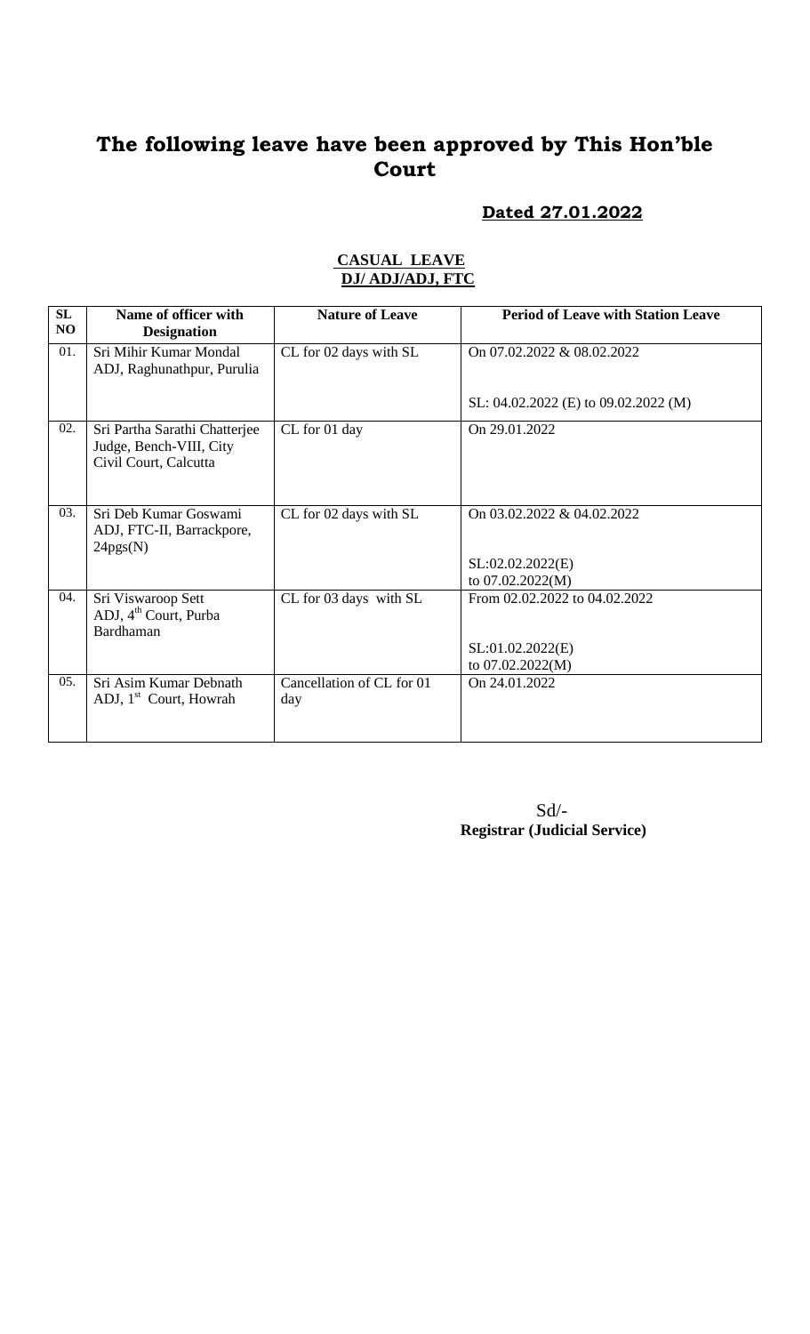# The following leave have been approved by This Hon'ble Court

**Dated 27.01.2022**

**CASUAL LEAVE**
**DJ/ ADJ/ADJ, FTC**

| SL NO | Name of officer with Designation | Nature of Leave | Period of Leave with Station Leave |
|---|---|---|---|
| 01. | Sri Mihir Kumar Mondal ADJ, Raghunathpur, Purulia | CL for 02 days with SL | On 07.02.2022 & 08.02.2022<br><br>SL: 04.02.2022 (E) to 09.02.2022 (M) |
| 02. | Sri Partha Sarathi Chatterjee Judge, Bench-VIII, City Civil Court, Calcutta | CL for 01 day | On 29.01.2022 |
| 03. | Sri Deb Kumar Goswami ADJ, FTC-II, Barrackpore, 24pgs(N) | CL for 02 days with SL | On 03.02.2022 & 04.02.2022<br><br>SL:02.02.2022(E) to 07.02.2022(M) |
| 04. | Sri Viswaroop Sett ADJ, 4th Court, Purba Bardhaman | CL for 03 days with SL | From 02.02.2022 to 04.02.2022<br><br>SL:01.02.2022(E) to 07.02.2022(M) |
| 05. | Sri Asim Kumar Debnath ADJ, 1st Court, Howrah | Cancellation of CL for 01 day | On 24.01.2022 |

Sd/-
**Registrar (Judicial Service)**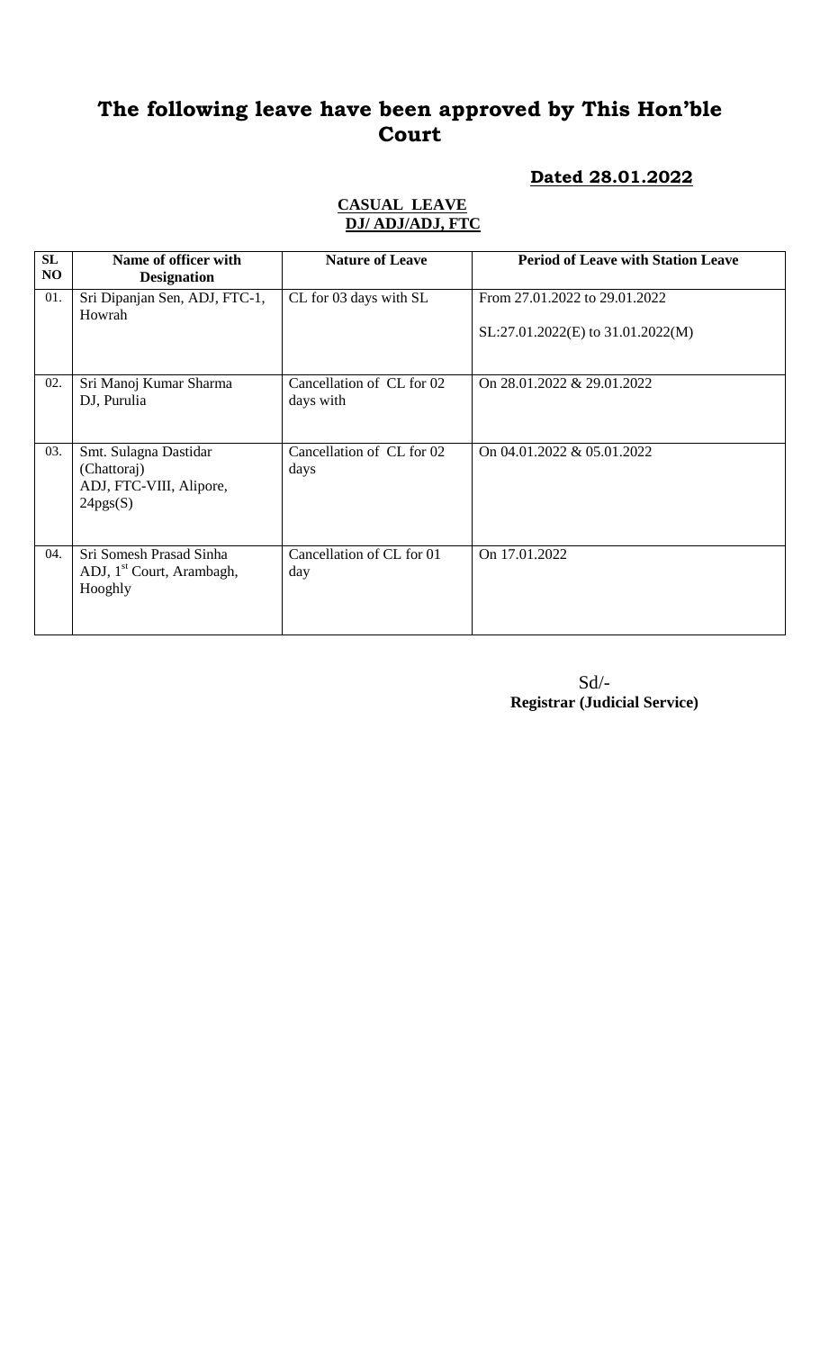# The following leave have been approved by This Hon'ble Court

**Dated 28.01.2022**

**CASUAL LEAVE**
**DJ/ ADJ/ADJ, FTC**

| SL NO | Name of officer with Designation | Nature of Leave | Period of Leave with Station Leave |
|---|---|---|---|
| 01. | Sri Dipanjan Sen, ADJ, FTC-1, Howrah | CL for 03 days with SL | From 27.01.2022 to 29.01.2022<br><br>SL:27.01.2022(E) to 31.01.2022(M) |
| 02. | Sri Manoj Kumar Sharma DJ, Purulia | Cancellation of CL for 02 days with | On 28.01.2022 & 29.01.2022 |
| 03. | Smt. Sulagna Dastidar (Chattoraj) ADJ, FTC-VIII, Alipore, 24pgs(S) | Cancellation of CL for 02 days | On 04.01.2022 & 05.01.2022 |
| 04. | Sri Somesh Prasad Sinha ADJ, 1st Court, Arambagh, Hooghly | Cancellation of CL for 01 day | On 17.01.2022 |

Sd/-
**Registrar (Judicial Service)**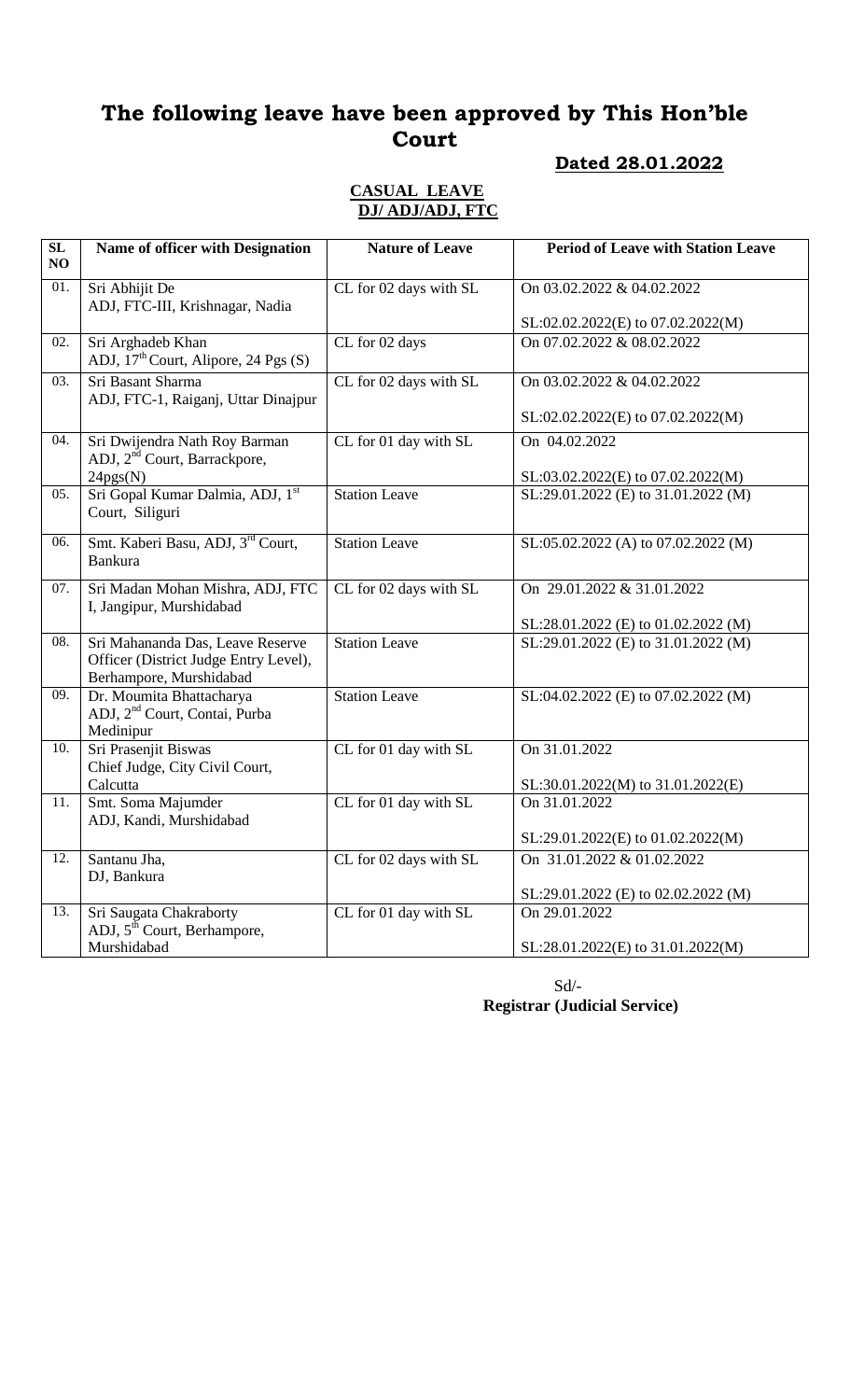# The following leave have been approved by This Hon'ble Court

**Dated 28.01.2022**

**CASUAL LEAVE**
**DJ/ ADJ/ADJ, FTC**

| SL NO | Name of officer with Designation | Nature of Leave | Period of Leave with Station Leave |
|---|---|---|---|
| 01. | Sri Abhijit De<br>ADJ, FTC-III, Krishnagar, Nadia | CL for 02 days with SL | On 03.02.2022 & 04.02.2022<br><br>SL:02.02.2022(E) to 07.02.2022(M) |
| 02. | Sri Arghadeb Khan<br>ADJ, 17th Court, Alipore, 24 Pgs (S) | CL for 02 days | On 07.02.2022 & 08.02.2022 |
| 03. | Sri Basant Sharma<br>ADJ, FTC-1, Raiganj, Uttar Dinajpur | CL for 02 days with SL | On 03.02.2022 & 04.02.2022<br><br>SL:02.02.2022(E) to 07.02.2022(M) |
| 04. | Sri Dwijendra Nath Roy Barman<br>ADJ, 2nd Court, Barrackpore, 24pgs(N) | CL for 01 day with SL | On 04.02.2022<br><br>SL:03.02.2022(E) to 07.02.2022(M) |
| 05. | Sri Gopal Kumar Dalmia, ADJ, 1st Court, Siliguri | Station Leave | SL:29.01.2022 (E) to 31.01.2022 (M) |
| 06. | Smt. Kaberi Basu, ADJ, 3rd Court, Bankura | Station Leave | SL:05.02.2022 (A) to 07.02.2022 (M) |
| 07. | Sri Madan Mohan Mishra, ADJ, FTC I, Jangipur, Murshidabad | CL for 02 days with SL | On 29.01.2022 & 31.01.2022<br><br>SL:28.01.2022 (E) to 01.02.2022 (M) |
| 08. | Sri Mahananda Das, Leave Reserve Officer (District Judge Entry Level), Berhampore, Murshidabad | Station Leave | SL:29.01.2022 (E) to 31.01.2022 (M) |
| 09. | Dr. Moumita Bhattacharya<br>ADJ, 2nd Court, Contai, Purba Medinipur | Station Leave | SL:04.02.2022 (E) to 07.02.2022 (M) |
| 10. | Sri Prasenjit Biswas<br>Chief Judge, City Civil Court, Calcutta | CL for 01 day with SL | On 31.01.2022<br><br>SL:30.01.2022(M) to 31.01.2022(E) |
| 11. | Smt. Soma Majumder<br>ADJ, Kandi, Murshidabad | CL for 01 day with SL | On 31.01.2022<br><br>SL:29.01.2022(E) to 01.02.2022(M) |
| 12. | Santanu Jha,<br>DJ, Bankura | CL for 02 days with SL | On 31.01.2022 & 01.02.2022<br><br>SL:29.01.2022 (E) to 02.02.2022 (M) |
| 13. | Sri Saugata Chakraborty<br>ADJ, 5th Court, Berhampore, Murshidabad | CL for 01 day with SL | On 29.01.2022<br><br>SL:28.01.2022(E) to 31.01.2022(M) |

Sd/-
**Registrar (Judicial Service)**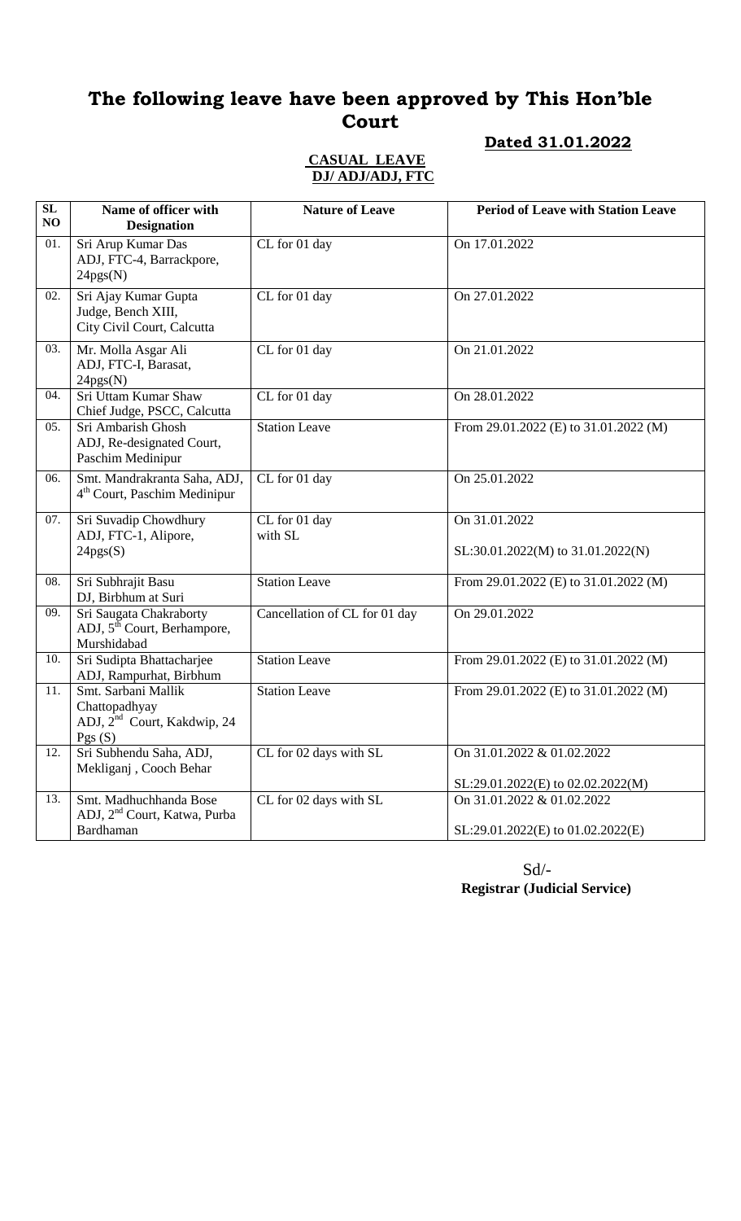# The following leave have been approved by This Hon'ble Court

**Dated 31.01.2022**

**CASUAL LEAVE**
**DJ/ ADJ/ADJ, FTC**

| SL NO | Name of officer with Designation | Nature of Leave | Period of Leave with Station Leave |
|---|---|---|---|
| 01. | Sri Arup Kumar Das ADJ, FTC-4, Barrackpore, 24pgs(N) | CL for 01 day | On 17.01.2022 |
| 02. | Sri Ajay Kumar Gupta Judge, Bench XIII, City Civil Court, Calcutta | CL for 01 day | On 27.01.2022 |
| 03. | Mr. Molla Asgar Ali ADJ, FTC-I, Barasat, 24pgs(N) | CL for 01 day | On 21.01.2022 |
| 04. | Sri Uttam Kumar Shaw Chief Judge, PSCC, Calcutta | CL for 01 day | On 28.01.2022 |
| 05. | Sri Ambarish Ghosh ADJ, Re-designated Court, Paschim Medinipur | Station Leave | From 29.01.2022 (E) to 31.01.2022 (M) |
| 06. | Smt. Mandrakranta Saha, ADJ, 4th Court, Paschim Medinipur | CL for 01 day | On 25.01.2022 |
| 07. | Sri Suvadip Chowdhury ADJ, FTC-1, Alipore, 24pgs(S) | CL for 01 day with SL | On 31.01.2022<br><br>SL:30.01.2022(M) to 31.01.2022(N) |
| 08. | Sri Subhrajit Basu DJ, Birbhum at Suri | Station Leave | From 29.01.2022 (E) to 31.01.2022 (M) |
| 09. | Sri Saugata Chakraborty ADJ, 5th Court, Berhampore, Murshidabad | Cancellation of CL for 01 day | On 29.01.2022 |
| 10. | Sri Sudipta Bhattacharjee ADJ, Rampurhat, Birbhum | Station Leave | From 29.01.2022 (E) to 31.01.2022 (M) |
| 11. | Smt. Sarbani Mallik Chattopadhyay ADJ, 2nd Court, Kakdwip, 24 Pgs (S) | Station Leave | From 29.01.2022 (E) to 31.01.2022 (M) |
| 12. | Sri Subhendu Saha, ADJ, Mekliganj , Cooch Behar | CL for 02 days with SL | On 31.01.2022 & 01.02.2022<br><br>SL:29.01.2022(E) to 02.02.2022(M) |
| 13. | Smt. Madhuchhanda Bose ADJ, 2nd Court, Katwa, Purba Bardhaman | CL for 02 days with SL | On 31.01.2022 & 01.02.2022<br><br>SL:29.01.2022(E) to 01.02.2022(E) |

Sd/-
**Registrar (Judicial Service)**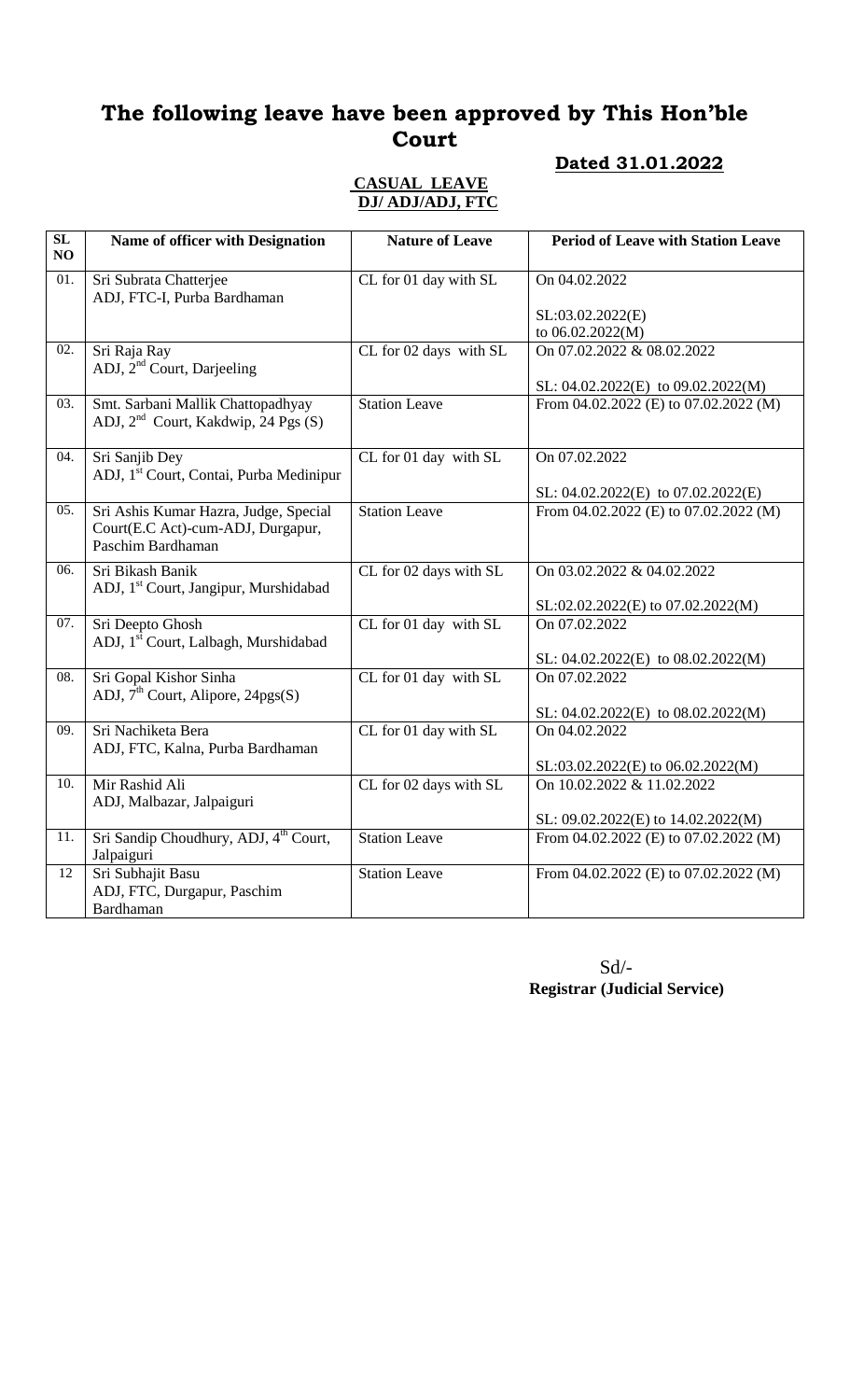# The following leave have been approved by This Hon'ble Court

**Dated 31.01.2022**

**CASUAL LEAVE**
**DJ/ ADJ/ADJ, FTC**

| SL NO | Name of officer with Designation | Nature of Leave | Period of Leave with Station Leave |
|---|---|---|---|
| 01. | Sri Subrata Chatterjee ADJ, FTC-I, Purba Bardhaman | CL for 01 day with SL | On 04.02.2022<br><br>SL:03.02.2022(E) to 06.02.2022(M) |
| 02. | Sri Raja Ray ADJ, 2nd Court, Darjeeling | CL for 02 days with SL | On 07.02.2022 & 08.02.2022<br><br>SL: 04.02.2022(E) to 09.02.2022(M) |
| 03. | Smt. Sarbani Mallik Chattopadhyay ADJ, 2nd Court, Kakdwip, 24 Pgs (S) | Station Leave | From 04.02.2022 (E) to 07.02.2022 (M) |
| 04. | Sri Sanjib Dey ADJ, 1st Court, Contai, Purba Medinipur | CL for 01 day with SL | On 07.02.2022<br><br>SL: 04.02.2022(E) to 07.02.2022(E) |
| 05. | Sri Ashis Kumar Hazra, Judge, Special Court(E.C Act)-cum-ADJ, Durgapur, Paschim Bardhaman | Station Leave | From 04.02.2022 (E) to 07.02.2022 (M) |
| 06. | Sri Bikash Banik ADJ, 1st Court, Jangipur, Murshidabad | CL for 02 days with SL | On 03.02.2022 & 04.02.2022<br><br>SL:02.02.2022(E) to 07.02.2022(M) |
| 07. | Sri Deepto Ghosh ADJ, 1st Court, Lalbagh, Murshidabad | CL for 01 day with SL | On 07.02.2022<br><br>SL: 04.02.2022(E) to 08.02.2022(M) |
| 08. | Sri Gopal Kishor Sinha ADJ, 7th Court, Alipore, 24pgs(S) | CL for 01 day with SL | On 07.02.2022<br><br>SL: 04.02.2022(E) to 08.02.2022(M) |
| 09. | Sri Nachiketa Bera ADJ, FTC, Kalna, Purba Bardhaman | CL for 01 day with SL | On 04.02.2022<br><br>SL:03.02.2022(E) to 06.02.2022(M) |
| 10. | Mir Rashid Ali ADJ, Malbazar, Jalpaiguri | CL for 02 days with SL | On 10.02.2022 & 11.02.2022<br><br>SL: 09.02.2022(E) to 14.02.2022(M) |
| 11. | Sri Sandip Choudhury, ADJ, 4th Court, Jalpaiguri | Station Leave | From 04.02.2022 (E) to 07.02.2022 (M) |
| 12 | Sri Subhajit Basu ADJ, FTC, Durgapur, Paschim Bardhaman | Station Leave | From 04.02.2022 (E) to 07.02.2022 (M) |

Sd/-
**Registrar (Judicial Service)**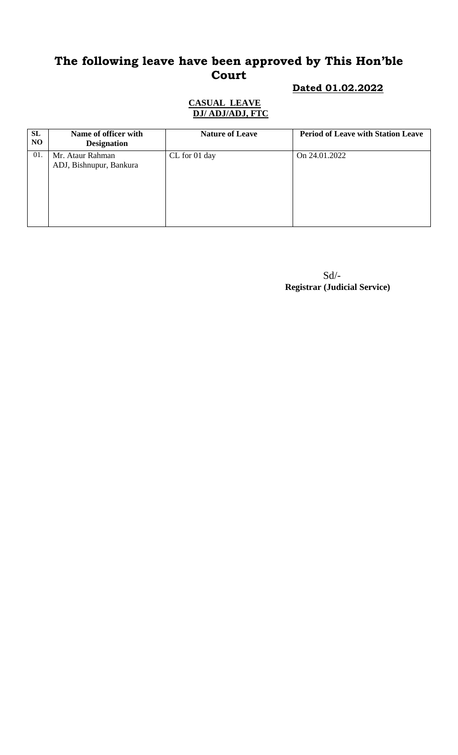# The following leave have been approved by This Hon'ble Court

**Dated 01.02.2022**

**CASUAL LEAVE**
**DJ/ ADJ/ADJ, FTC**

| SL NO | Name of officer with Designation | Nature of Leave | Period of Leave with Station Leave |
|---|---|---|---|
| 01. | Mr. Ataur Rahman<br>ADJ, Bishnupur, Bankura | CL for 01 day | On 24.01.2022 |

Sd/-
**Registrar (Judicial Service)**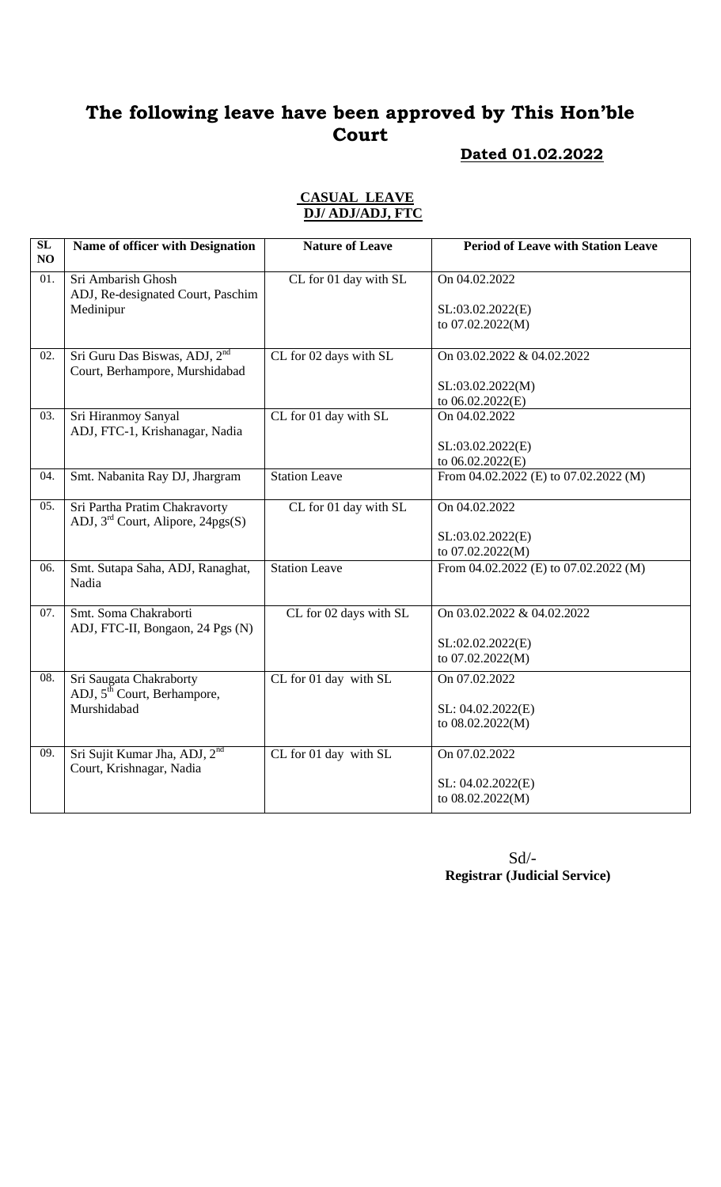# The following leave have been approved by This Hon'ble Court

**Dated 01.02.2022**

**CASUAL LEAVE**
**DJ/ ADJ/ADJ, FTC**

| SL NO | Name of officer with Designation | Nature of Leave | Period of Leave with Station Leave |
|---|---|---|---|
| 01. | Sri Ambarish Ghosh ADJ, Re-designated Court, Paschim Medinipur | CL for 01 day with SL | On 04.02.2022 SL:03.02.2022(E) to 07.02.2022(M) |
| 02. | Sri Guru Das Biswas, ADJ, 2nd Court, Berhampore, Murshidabad | CL for 02 days with SL | On 03.02.2022 & 04.02.2022 SL:03.02.2022(M) to 06.02.2022(E) |
| 03. | Sri Hiranmoy Sanyal ADJ, FTC-1, Krishanagar, Nadia | CL for 01 day with SL | On 04.02.2022 SL:03.02.2022(E) to 06.02.2022(E) |
| 04. | Smt. Nabanita Ray DJ, Jhargram | Station Leave | From 04.02.2022 (E) to 07.02.2022 (M) |
| 05. | Sri Partha Pratim Chakravorty ADJ, 3rd Court, Alipore, 24pgs(S) | CL for 01 day with SL | On 04.02.2022 SL:03.02.2022(E) to 07.02.2022(M) |
| 06. | Smt. Sutapa Saha, ADJ, Ranaghat, Nadia | Station Leave | From 04.02.2022 (E) to 07.02.2022 (M) |
| 07. | Smt. Soma Chakraborti ADJ, FTC-II, Bongaon, 24 Pgs (N) | CL for 02 days with SL | On 03.02.2022 & 04.02.2022 SL:02.02.2022(E) to 07.02.2022(M) |
| 08. | Sri Saugata Chakraborty ADJ, 5th Court, Berhampore, Murshidabad | CL for 01 day with SL | On 07.02.2022 SL: 04.02.2022(E) to 08.02.2022(M) |
| 09. | Sri Sujit Kumar Jha, ADJ, 2nd Court, Krishnagar, Nadia | CL for 01 day with SL | On 07.02.2022 SL: 04.02.2022(E) to 08.02.2022(M) |

Sd/-
**Registrar (Judicial Service)**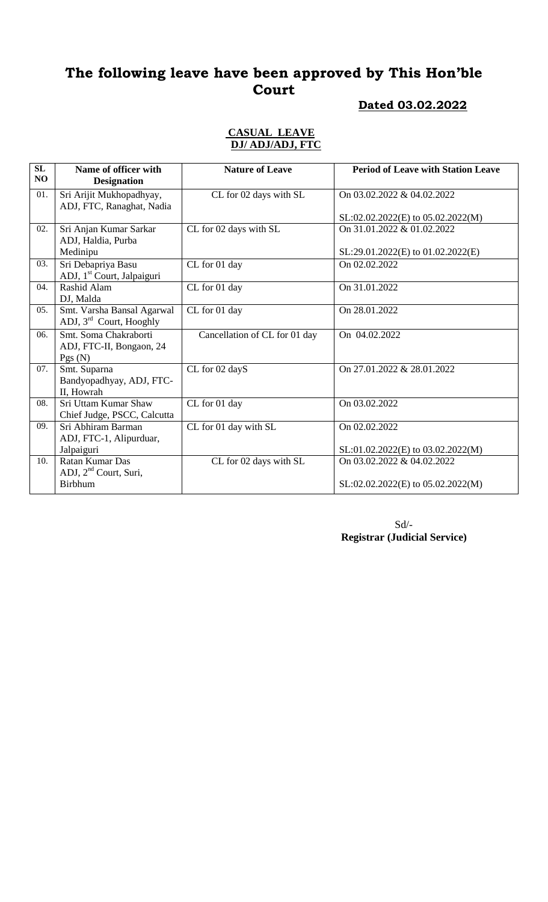# The following leave have been approved by This Hon'ble Court

**Dated 03.02.2022**

**CASUAL LEAVE**
**DJ/ ADJ/ADJ, FTC**

| SL NO | Name of officer with Designation | Nature of Leave | Period of Leave with Station Leave |
|---|---|---|---|
| 01. | Sri Arijit Mukhopadhyay, ADJ, FTC, Ranaghat, Nadia | CL for 02 days with SL | On 03.02.2022 & 04.02.2022<br><br>SL:02.02.2022(E) to 05.02.2022(M) |
| 02. | Sri Anjan Kumar Sarkar ADJ, Haldia, Purba Medinipu | CL for 02 days with SL | On 31.01.2022 & 01.02.2022<br><br>SL:29.01.2022(E) to 01.02.2022(E) |
| 03. | Sri Debapriya Basu ADJ, 1st Court, Jalpaiguri | CL for 01 day | On 02.02.2022 |
| 04. | Rashid Alam DJ, Malda | CL for 01 day | On 31.01.2022 |
| 05. | Smt. Varsha Bansal Agarwal ADJ, 3rd Court, Hooghly | CL for 01 day | On 28.01.2022 |
| 06. | Smt. Soma Chakraborti ADJ, FTC-II, Bongaon, 24 Pgs (N) | Cancellation of CL for 01 day | On 04.02.2022 |
| 07. | Smt. Suparna Bandyopadhyay, ADJ, FTC-II, Howrah | CL for 02 dayS | On 27.01.2022 & 28.01.2022 |
| 08. | Sri Uttam Kumar Shaw Chief Judge, PSCC, Calcutta | CL for 01 day | On 03.02.2022 |
| 09. | Sri Abhiram Barman ADJ, FTC-1, Alipurduar, Jalpaiguri | CL for 01 day with SL | On 02.02.2022<br><br>SL:01.02.2022(E) to 03.02.2022(M) |
| 10. | Ratan Kumar Das ADJ, 2nd Court, Suri, Birbhum | CL for 02 days with SL | On 03.02.2022 & 04.02.2022<br><br>SL:02.02.2022(E) to 05.02.2022(M) |

Sd/-
**Registrar (Judicial Service)**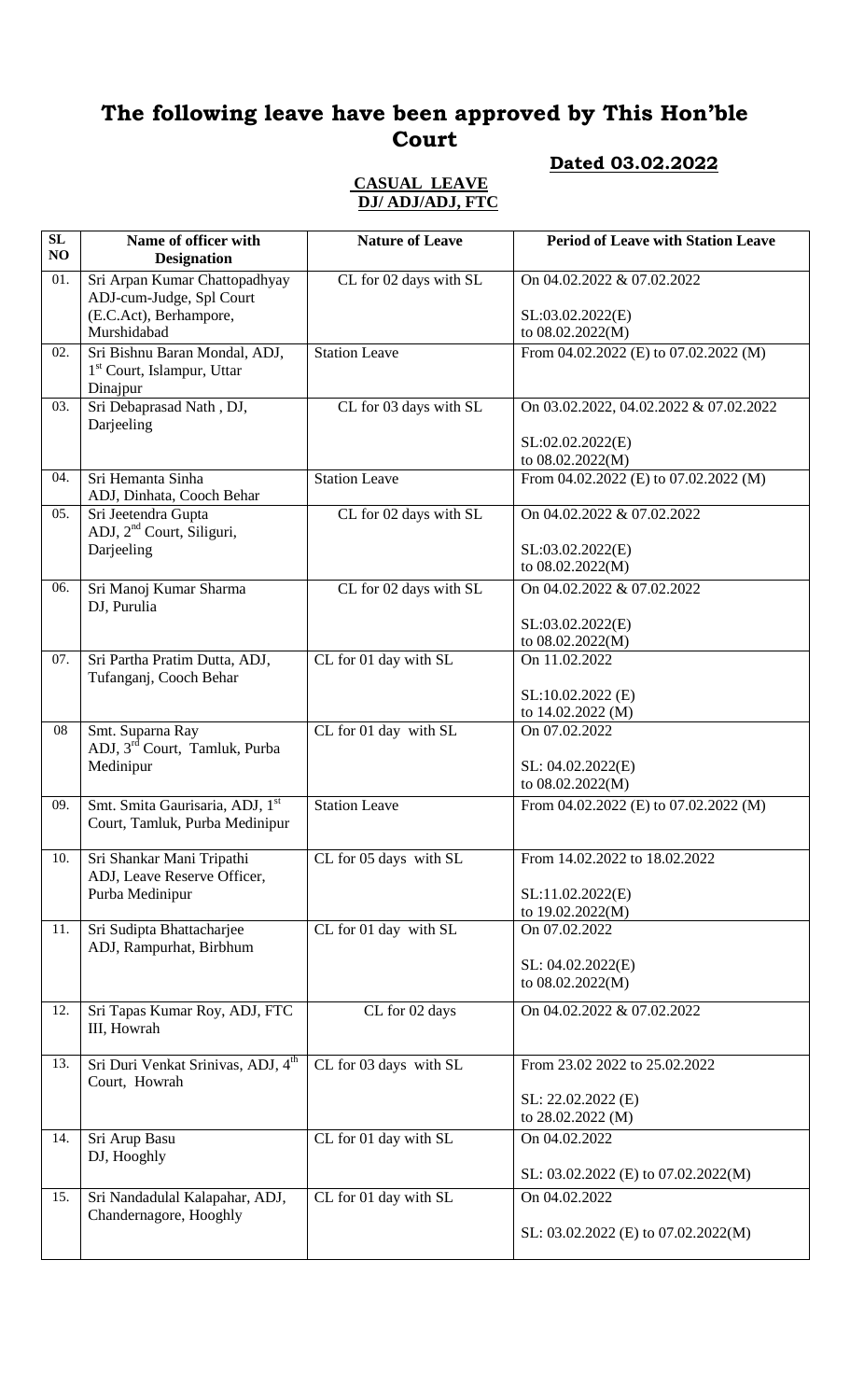# The following leave have been approved by This Hon'ble Court

**Dated 03.02.2022**

**CASUAL LEAVE**
**DJ/ ADJ/ADJ, FTC**

| SL NO | Name of officer with Designation | Nature of Leave | Period of Leave with Station Leave |
|---|---|---|---|
| 01. | Sri Arpan Kumar Chattopadhyay ADJ-cum-Judge, Spl Court (E.C.Act), Berhampore, Murshidabad | CL for 02 days with SL | On 04.02.2022 & 07.02.2022<br><br>SL:03.02.2022(E) to 08.02.2022(M) |
| 02. | Sri Bishnu Baran Mondal, ADJ, 1st Court, Islampur, Uttar Dinajpur | Station Leave | From 04.02.2022 (E) to 07.02.2022 (M) |
| 03. | Sri Debaprasad Nath , DJ, Darjeeling | CL for 03 days with SL | On 03.02.2022, 04.02.2022 & 07.02.2022<br><br>SL:02.02.2022(E) to 08.02.2022(M) |
| 04. | Sri Hemanta Sinha ADJ, Dinhata, Cooch Behar | Station Leave | From 04.02.2022 (E) to 07.02.2022 (M) |
| 05. | Sri Jeetendra Gupta ADJ, 2nd Court, Siliguri, Darjeeling | CL for 02 days with SL | On 04.02.2022 & 07.02.2022<br><br>SL:03.02.2022(E) to 08.02.2022(M) |
| 06. | Sri Manoj Kumar Sharma DJ, Purulia | CL for 02 days with SL | On 04.02.2022 & 07.02.2022<br><br>SL:03.02.2022(E) to 08.02.2022(M) |
| 07. | Sri Partha Pratim Dutta, ADJ, Tufanganj, Cooch Behar | CL for 01 day with SL | On 11.02.2022<br><br>SL:10.02.2022 (E) to 14.02.2022 (M) |
| 08 | Smt. Suparna Ray ADJ, 3rd Court, Tamluk, Purba Medinipur | CL for 01 day with SL | On 07.02.2022<br><br>SL: 04.02.2022(E) to 08.02.2022(M) |
| 09. | Smt. Smita Gaurisaria, ADJ, 1st Court, Tamluk, Purba Medinipur | Station Leave | From 04.02.2022 (E) to 07.02.2022 (M) |
| 10. | Sri Shankar Mani Tripathi ADJ, Leave Reserve Officer, Purba Medinipur | CL for 05 days with SL | From 14.02.2022 to 18.02.2022<br><br>SL:11.02.2022(E) to 19.02.2022(M) |
| 11. | Sri Sudipta Bhattacharjee ADJ, Rampurhat, Birbhum | CL for 01 day with SL | On 07.02.2022<br><br>SL: 04.02.2022(E) to 08.02.2022(M) |
| 12. | Sri Tapas Kumar Roy, ADJ, FTC III, Howrah | CL for 02 days | On 04.02.2022 & 07.02.2022 |
| 13. | Sri Duri Venkat Srinivas, ADJ, 4th Court, Howrah | CL for 03 days with SL | From 23.02 2022 to 25.02.2022<br><br>SL: 22.02.2022 (E) to 28.02.2022 (M) |
| 14. | Sri Arup Basu DJ, Hooghly | CL for 01 day with SL | On 04.02.2022<br><br>SL: 03.02.2022 (E) to 07.02.2022(M) |
| 15. | Sri Nandadulal Kalapahar, ADJ, Chandernagore, Hooghly | CL for 01 day with SL | On 04.02.2022<br><br>SL: 03.02.2022 (E) to 07.02.2022(M) |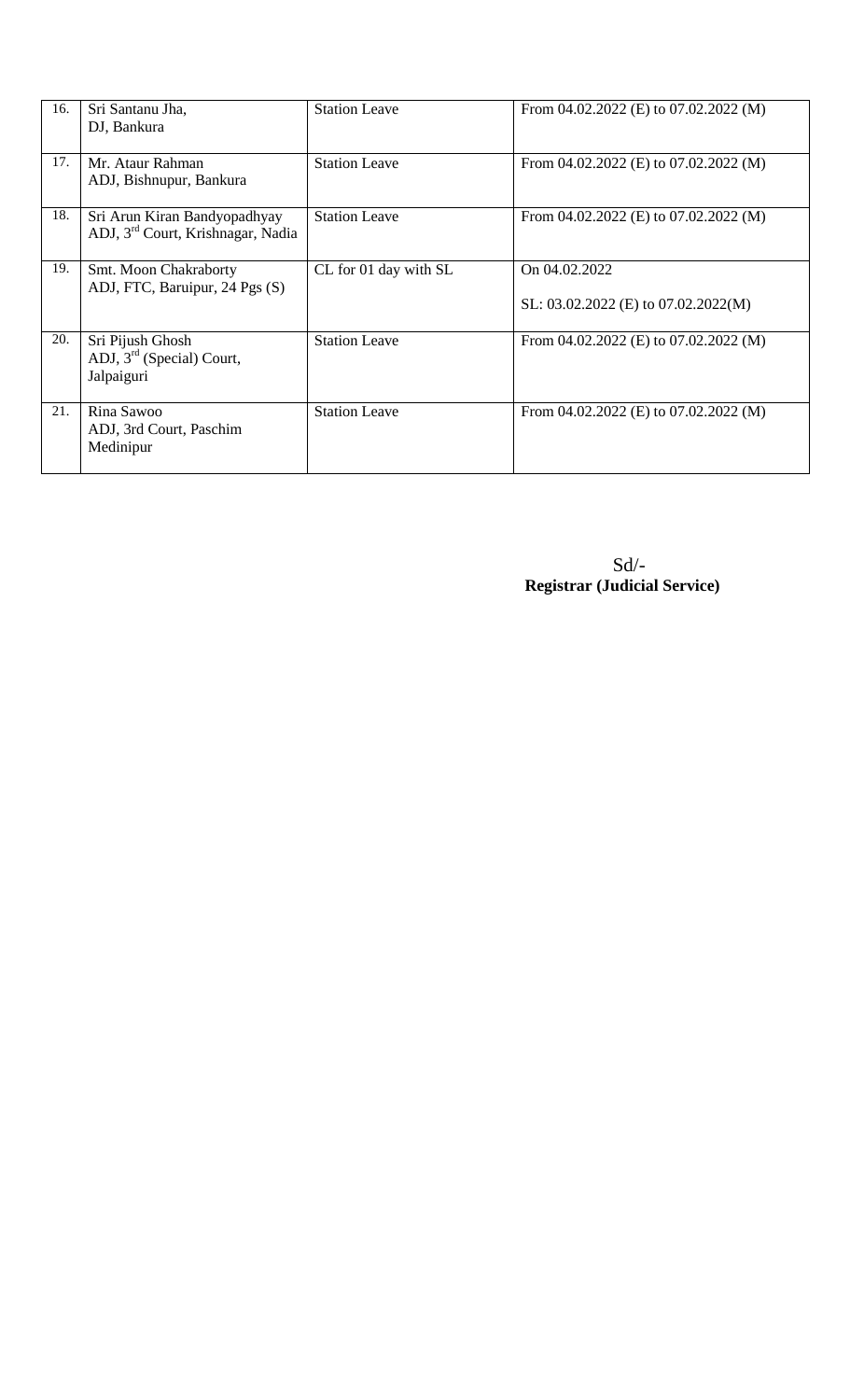| 16. | Sri Santanu Jha,<br>DJ, Bankura | Station Leave | From 04.02.2022 (E) to 07.02.2022 (M) |
|---|---|---|---|
| 17. | Mr. Ataur Rahman<br>ADJ, Bishnupur, Bankura | Station Leave | From 04.02.2022 (E) to 07.02.2022 (M) |
| 18. | Sri Arun Kiran Bandyopadhyay<br>ADJ, 3rd Court, Krishnagar, Nadia | Station Leave | From 04.02.2022 (E) to 07.02.2022 (M) |
| 19. | Smt. Moon Chakraborty<br>ADJ, FTC, Baruipur, 24 Pgs (S) | CL for 01 day with SL | On 04.02.2022<br><br>SL: 03.02.2022 (E) to 07.02.2022(M) |
| 20. | Sri Pijush Ghosh<br>ADJ, 3rd (Special) Court,<br>Jalpaiguri | Station Leave | From 04.02.2022 (E) to 07.02.2022 (M) |
| 21. | Rina Sawoo<br>ADJ, 3rd Court, Paschim<br>Medinipur | Station Leave | From 04.02.2022 (E) to 07.02.2022 (M) |

Sd/-
**Registrar (Judicial Service)**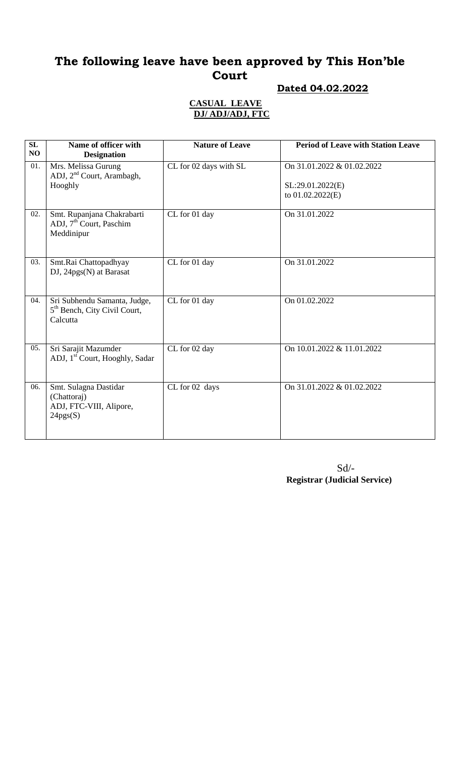# The following leave have been approved by This Hon'ble Court

**Dated 04.02.2022**

**CASUAL LEAVE**
**DJ/ ADJ/ADJ, FTC**

| SL NO | Name of officer with Designation | Nature of Leave | Period of Leave with Station Leave |
|---|---|---|---|
| 01. | Mrs. Melissa Gurung ADJ, 2nd Court, Arambagh, Hooghly | CL for 02 days with SL | On 31.01.2022 & 01.02.2022<br><br>SL:29.01.2022(E) to 01.02.2022(E) |
| 02. | Smt. Rupanjana Chakrabarti ADJ, 7th Court, Paschim Meddinipur | CL for 01 day | On 31.01.2022 |
| 03. | Smt.Rai Chattopadhyay DJ, 24pgs(N) at Barasat | CL for 01 day | On 31.01.2022 |
| 04. | Sri Subhendu Samanta, Judge, 5th Bench, City Civil Court, Calcutta | CL for 01 day | On 01.02.2022 |
| 05. | Sri Sarajit Mazumder ADJ, 1st Court, Hooghly, Sadar | CL for 02 day | On 10.01.2022 & 11.01.2022 |
| 06. | Smt. Sulagna Dastidar (Chattoraj) ADJ, FTC-VIII, Alipore, 24pgs(S) | CL for 02 days | On 31.01.2022 & 01.02.2022 |

Sd/-
**Registrar (Judicial Service)**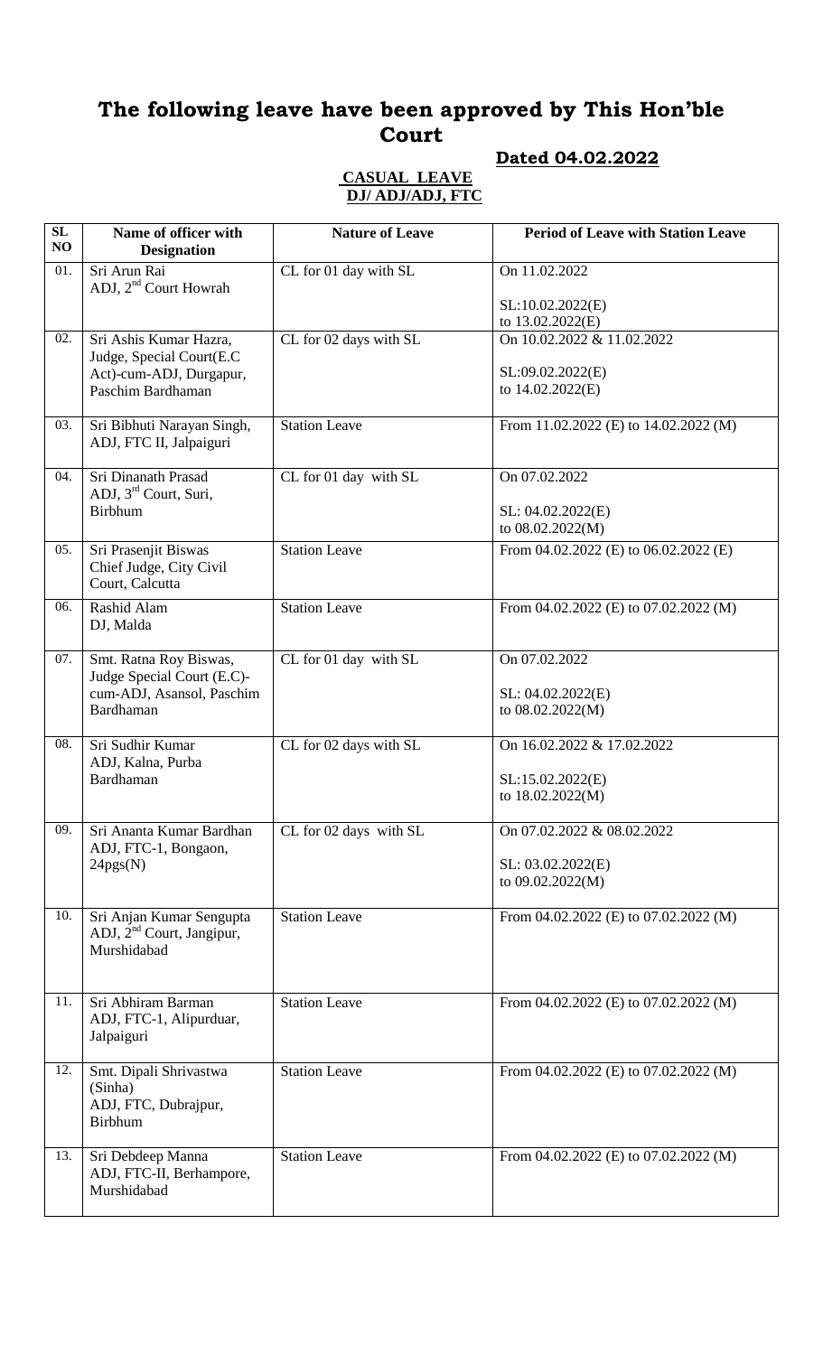# The following leave have been approved by This Hon'ble Court

**Dated 04.02.2022**

**CASUAL LEAVE**
**DJ/ ADJ/ADJ, FTC**

| SL NO | Name of officer with Designation | Nature of Leave | Period of Leave with Station Leave |
|---|---|---|---|
| 01. | Sri Arun Rai<br>ADJ, 2nd Court Howrah | CL for 01 day with SL | On 11.02.2022<br><br>SL:10.02.2022(E)<br>to 13.02.2022(E) |
| 02. | Sri Ashis Kumar Hazra, Judge, Special Court(E.C Act)-cum-ADJ, Durgapur, Paschim Bardhaman | CL for 02 days with SL | On 10.02.2022 & 11.02.2022<br><br>SL:09.02.2022(E)<br>to 14.02.2022(E) |
| 03. | Sri Bibhuti Narayan Singh, ADJ, FTC II, Jalpaiguri | Station Leave | From 11.02.2022 (E) to 14.02.2022 (M) |
| 04. | Sri Dinanath Prasad<br>ADJ, 3rd Court, Suri, Birbhum | CL for 01 day with SL | On 07.02.2022<br><br>SL: 04.02.2022(E)<br>to 08.02.2022(M) |
| 05. | Sri Prasenjit Biswas<br>Chief Judge, City Civil Court, Calcutta | Station Leave | From 04.02.2022 (E) to 06.02.2022 (E) |
| 06. | Rashid Alam<br>DJ, Malda | Station Leave | From 04.02.2022 (E) to 07.02.2022 (M) |
| 07. | Smt. Ratna Roy Biswas, Judge Special Court (E.C)-cum-ADJ, Asansol, Paschim Bardhaman | CL for 01 day with SL | On 07.02.2022<br><br>SL: 04.02.2022(E)<br>to 08.02.2022(M) |
| 08. | Sri Sudhir Kumar<br>ADJ, Kalna, Purba Bardhaman | CL for 02 days with SL | On 16.02.2022 & 17.02.2022<br><br>SL:15.02.2022(E)<br>to 18.02.2022(M) |
| 09. | Sri Ananta Kumar Bardhan<br>ADJ, FTC-1, Bongaon, 24pgs(N) | CL for 02 days with SL | On 07.02.2022 & 08.02.2022<br><br>SL: 03.02.2022(E)<br>to 09.02.2022(M) |
| 10. | Sri Anjan Kumar Sengupta<br>ADJ, 2nd Court, Jangipur, Murshidabad | Station Leave | From 04.02.2022 (E) to 07.02.2022 (M) |
| 11. | Sri Abhiram Barman<br>ADJ, FTC-1, Alipurduar, Jalpaiguri | Station Leave | From 04.02.2022 (E) to 07.02.2022 (M) |
| 12. | Smt. Dipali Shrivastwa (Sinha)<br>ADJ, FTC, Dubrajpur, Birbhum | Station Leave | From 04.02.2022 (E) to 07.02.2022 (M) |
| 13. | Sri Debdeep Manna<br>ADJ, FTC-II, Berhampore, Murshidabad | Station Leave | From 04.02.2022 (E) to 07.02.2022 (M) |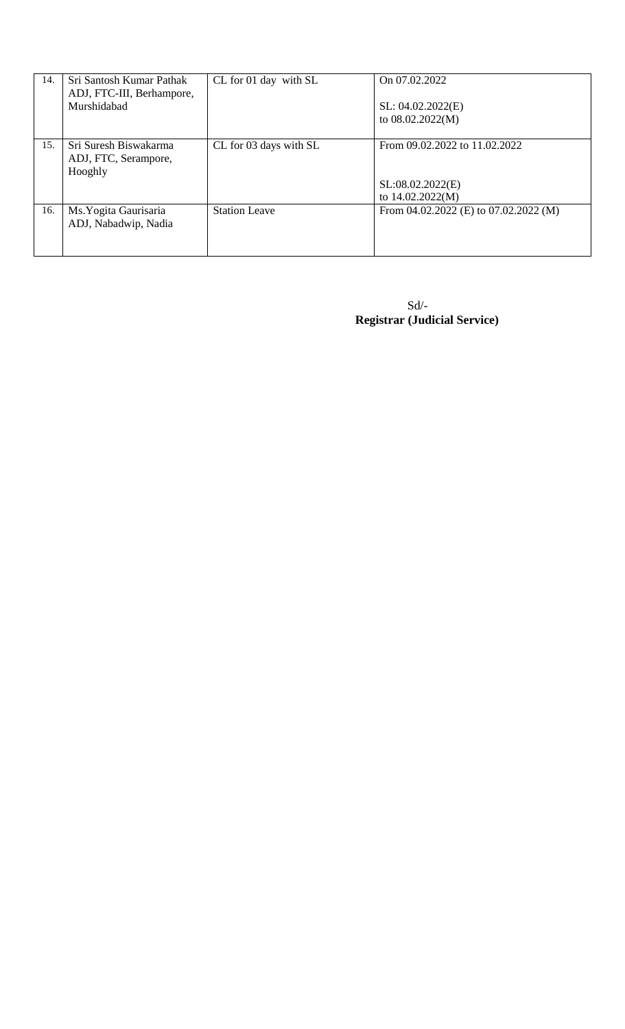| | | | |
|---|---|---|---|
| 14. | Sri Santosh Kumar Pathak ADJ, FTC-III, Berhampore, Murshidabad | CL for 01 day with SL | On 07.02.2022<br><br>SL: 04.02.2022(E) to 08.02.2022(M) |
| 15. | Sri Suresh Biswakarma ADJ, FTC, Serampore, Hooghly | CL for 03 days with SL | From 09.02.2022 to 11.02.2022<br><br>SL:08.02.2022(E) to 14.02.2022(M) |
| 16. | Ms.Yogita Gaurisaria ADJ, Nabadwip, Nadia | Station Leave | From 04.02.2022 (E) to 07.02.2022 (M) |

Sd/-
**Registrar (Judicial Service)**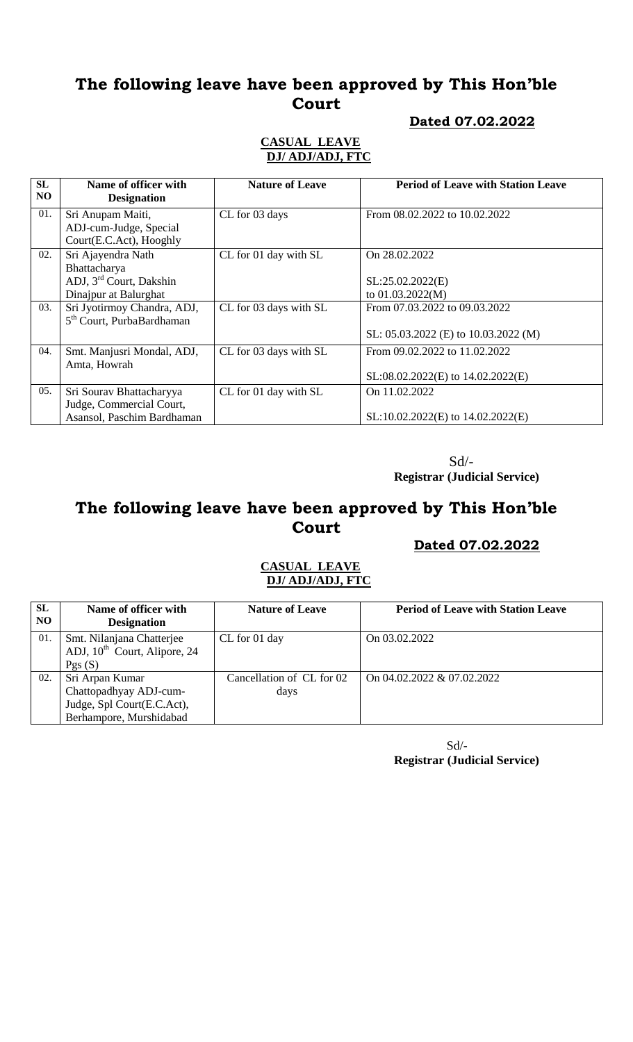# The following leave have been approved by This Hon'ble Court

**Dated 07.02.2022**

**CASUAL LEAVE**
**DJ/ ADJ/ADJ, FTC**

| SL NO | Name of officer with Designation | Nature of Leave | Period of Leave with Station Leave |
|---|---|---|---|
| 01. | Sri Anupam Maiti, ADJ-cum-Judge, Special Court(E.C.Act), Hooghly | CL for 03 days | From 08.02.2022 to 10.02.2022 |
| 02. | Sri Ajayendra Nath Bhattacharya ADJ, 3rd Court, Dakshin Dinajpur at Balurghat | CL for 01 day with SL | On 28.02.2022<br><br>SL:25.02.2022(E) to 01.03.2022(M) |
| 03. | Sri Jyotirmoy Chandra, ADJ, 5th Court, PurbaBardhaman | CL for 03 days with SL | From 07.03.2022 to 09.03.2022<br><br>SL: 05.03.2022 (E) to 10.03.2022 (M) |
| 04. | Smt. Manjusri Mondal, ADJ, Amta, Howrah | CL for 03 days with SL | From 09.02.2022 to 11.02.2022<br><br>SL:08.02.2022(E) to 14.02.2022(E) |
| 05. | Sri Sourav Bhattacharyya Judge, Commercial Court, Asansol, Paschim Bardhaman | CL for 01 day with SL | On 11.02.2022<br><br>SL:10.02.2022(E) to 14.02.2022(E) |

Sd/-
**Registrar (Judicial Service)**

# The following leave have been approved by This Hon'ble Court

**Dated 07.02.2022**

**CASUAL LEAVE**
**DJ/ ADJ/ADJ, FTC**

| SL NO | Name of officer with Designation | Nature of Leave | Period of Leave with Station Leave |
|---|---|---|---|
| 01. | Smt. Nilanjana Chatterjee ADJ, 10th Court, Alipore, 24 Pgs (S) | CL for 01 day | On 03.02.2022 |
| 02. | Sri Arpan Kumar Chattopadhyay ADJ-cum-Judge, Spl Court(E.C.Act), Berhampore, Murshidabad | Cancellation of CL for 02 days | On 04.02.2022 & 07.02.2022 |

Sd/-
**Registrar (Judicial Service)**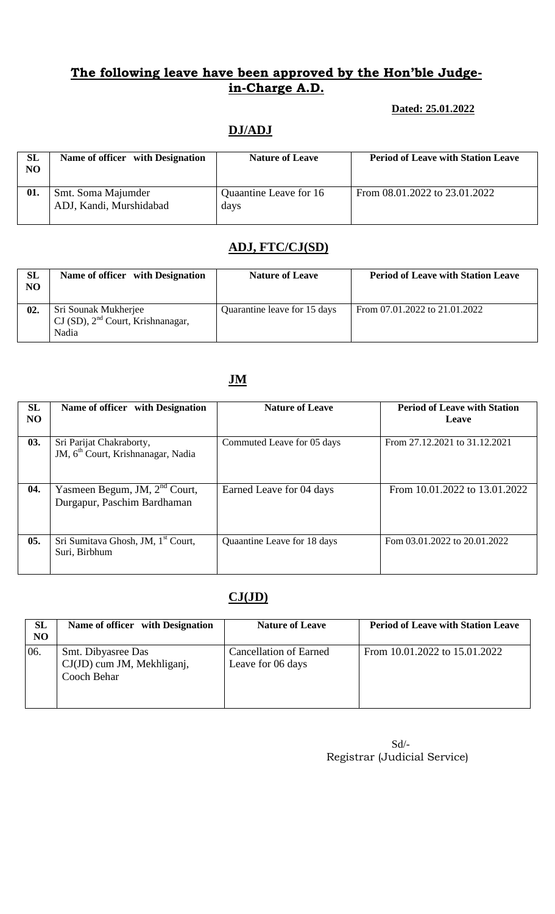## The following leave have been approved by the Hon'ble Judge-in-Charge A.D.

**Dated: 25.01.2022**

### DJ/ADJ

| SL NO | Name of officer with Designation | Nature of Leave | Period of Leave with Station Leave |
|---|---|---|---|
| 01. | Smt. Soma Majumder ADJ, Kandi, Murshidabad | Quaantine Leave for 16 days | From 08.01.2022 to 23.01.2022 |

### ADJ, FTC/CJ(SD)

| SL NO | Name of officer with Designation | Nature of Leave | Period of Leave with Station Leave |
|---|---|---|---|
| 02. | Sri Sounak Mukherjee CJ (SD), 2nd Court, Krishnanagar, Nadia | Quarantine leave for 15 days | From 07.01.2022 to 21.01.2022 |

### JM

| SL NO | Name of officer with Designation | Nature of Leave | Period of Leave with Station Leave |
|---|---|---|---|
| 03. | Sri Parijat Chakraborty, JM, 6th Court, Krishnanagar, Nadia | Commuted Leave for 05 days | From 27.12.2021 to 31.12.2021 |
| 04. | Yasmeen Begum, JM, 2nd Court, Durgapur, Paschim Bardhaman | Earned Leave for 04 days | From 10.01.2022 to 13.01.2022 |
| 05. | Sri Sumitava Ghosh, JM, 1st Court, Suri, Birbhum | Quaantine Leave for 18 days | Fom 03.01.2022 to 20.01.2022 |

### CJ(JD)

| SL NO | Name of officer with Designation | Nature of Leave | Period of Leave with Station Leave |
|---|---|---|---|
| 06. | Smt. Dibyasree Das CJ(JD) cum JM, Mekhliganj, Cooch Behar | Cancellation of Earned Leave for 06 days | From 10.01.2022 to 15.01.2022 |

Sd/-
Registrar (Judicial Service)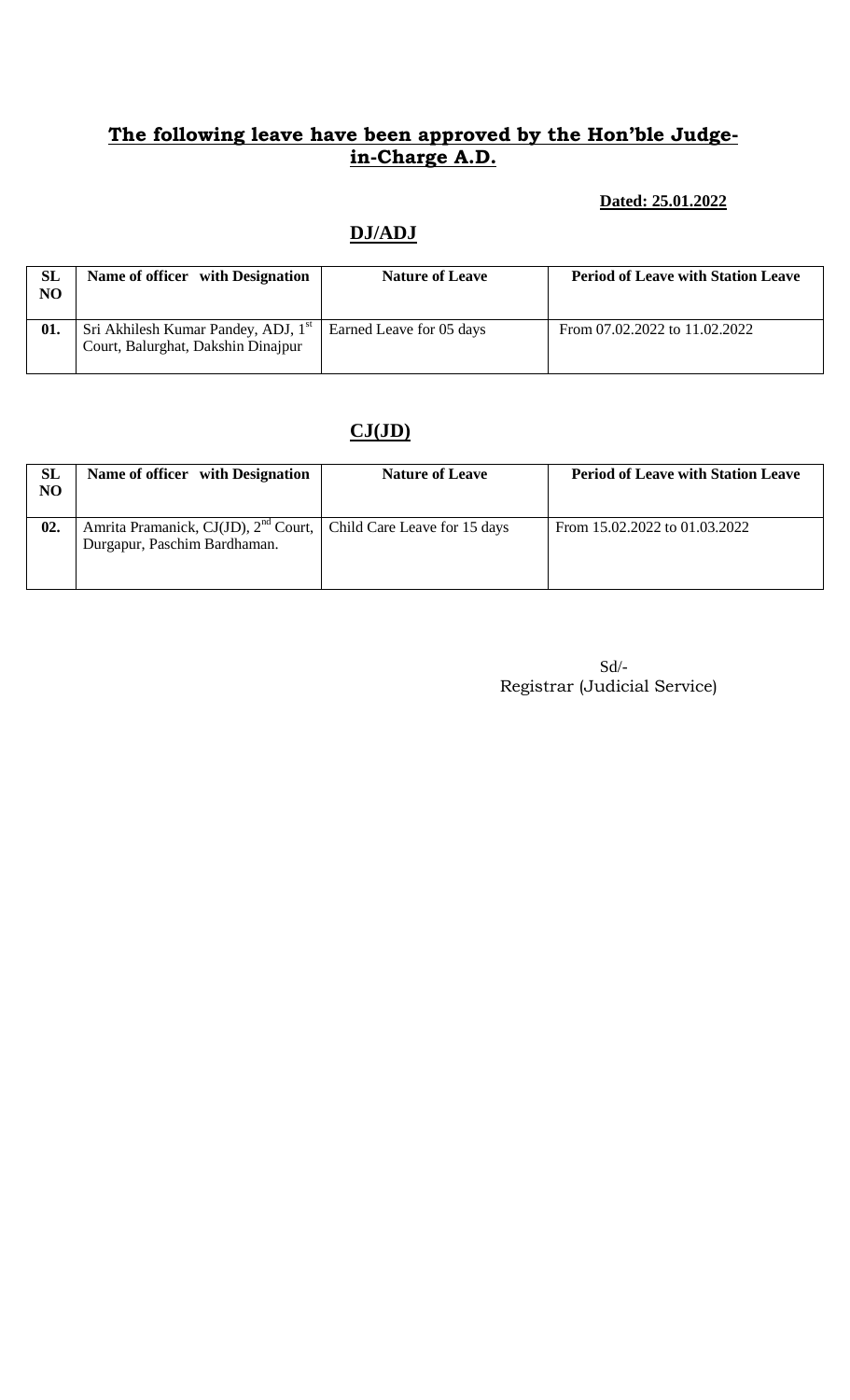## The following leave have been approved by the Hon'ble Judge-in-Charge A.D.

**Dated: 25.01.2022**

### DJ/ADJ

| SL NO | Name of officer with Designation | Nature of Leave | Period of Leave with Station Leave |
|---|---|---|---|
| 01. | Sri Akhilesh Kumar Pandey, ADJ, 1st Court, Balurghat, Dakshin Dinajpur | Earned Leave for 05 days | From 07.02.2022 to 11.02.2022 |

### CJ(JD)

| SL NO | Name of officer with Designation | Nature of Leave | Period of Leave with Station Leave |
|---|---|---|---|
| 02. | Amrita Pramanick, CJ(JD), 2nd Court, Durgapur, Paschim Bardhaman. | Child Care Leave for 15 days | From 15.02.2022 to 01.03.2022 |

Sd/-
Registrar (Judicial Service)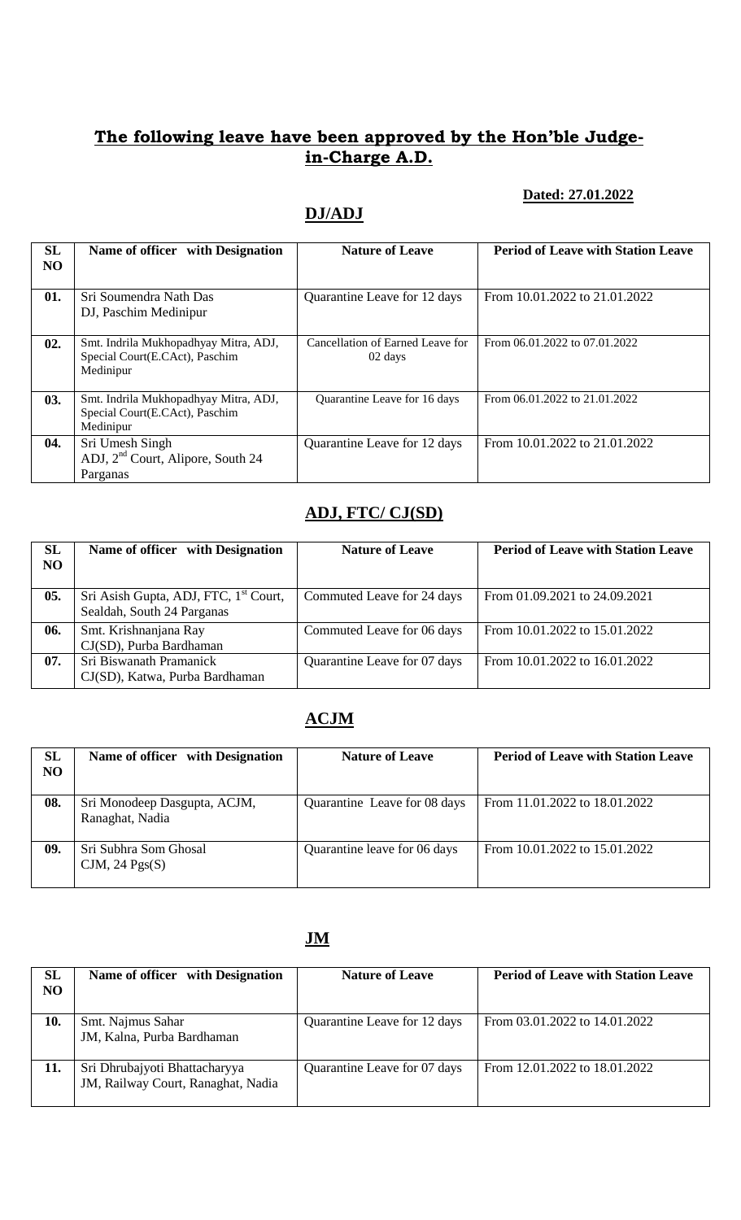## The following leave have been approved by the Hon'ble Judge-in-Charge A.D.

**Dated: 27.01.2022**

## DJ/ADJ

| SL NO | Name of officer with Designation | Nature of Leave | Period of Leave with Station Leave |
|---|---|---|---|
| 01. | Sri Soumendra Nath Das DJ, Paschim Medinipur | Quarantine Leave for 12 days | From 10.01.2022 to 21.01.2022 |
| 02. | Smt. Indrila Mukhopadhyay Mitra, ADJ, Special Court(E.CAct), Paschim Medinipur | Cancellation of Earned Leave for 02 days | From 06.01.2022 to 07.01.2022 |
| 03. | Smt. Indrila Mukhopadhyay Mitra, ADJ, Special Court(E.CAct), Paschim Medinipur | Quarantine Leave for 16 days | From 06.01.2022 to 21.01.2022 |
| 04. | Sri Umesh Singh ADJ, 2nd Court, Alipore, South 24 Parganas | Quarantine Leave for 12 days | From 10.01.2022 to 21.01.2022 |

## ADJ, FTC/ CJ(SD)

| SL NO | Name of officer with Designation | Nature of Leave | Period of Leave with Station Leave |
|---|---|---|---|
| 05. | Sri Asish Gupta, ADJ, FTC, 1st Court, Sealdah, South 24 Parganas | Commuted Leave for 24 days | From 01.09.2021 to 24.09.2021 |
| 06. | Smt. Krishnanjana Ray CJ(SD), Purba Bardhaman | Commuted Leave for 06 days | From 10.01.2022 to 15.01.2022 |
| 07. | Sri Biswanath Pramanick CJ(SD), Katwa, Purba Bardhaman | Quarantine Leave for 07 days | From 10.01.2022 to 16.01.2022 |

## ACJM

| SL NO | Name of officer with Designation | Nature of Leave | Period of Leave with Station Leave |
|---|---|---|---|
| 08. | Sri Monodeep Dasgupta, ACJM, Ranaghat, Nadia | Quarantine Leave for 08 days | From 11.01.2022 to 18.01.2022 |
| 09. | Sri Subhra Som Ghosal CJM, 24 Pgs(S) | Quarantine leave for 06 days | From 10.01.2022 to 15.01.2022 |

## JM

| SL NO | Name of officer with Designation | Nature of Leave | Period of Leave with Station Leave |
|---|---|---|---|
| 10. | Smt. Najmus Sahar JM, Kalna, Purba Bardhaman | Quarantine Leave for 12 days | From 03.01.2022 to 14.01.2022 |
| 11. | Sri Dhrubajyoti Bhattacharyya JM, Railway Court, Ranaghat, Nadia | Quarantine Leave for 07 days | From 12.01.2022 to 18.01.2022 |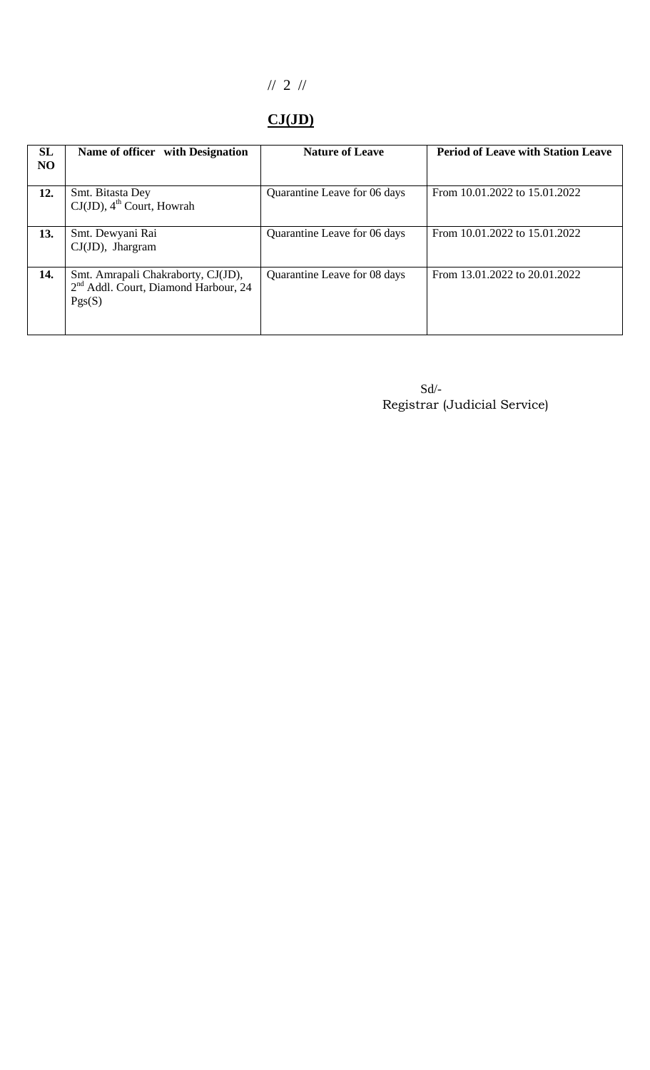## CJ(JD)

| SL NO | Name of officer with Designation | Nature of Leave | Period of Leave with Station Leave |
|---|---|---|---|
| 12. | Smt. Bitasta Dey CJ(JD), 4th Court, Howrah | Quarantine Leave for 06 days | From 10.01.2022 to 15.01.2022 |
| 13. | Smt. Dewyani Rai CJ(JD), Jhargram | Quarantine Leave for 06 days | From 10.01.2022 to 15.01.2022 |
| 14. | Smt. Amrapali Chakraborty, CJ(JD), 2nd Addl. Court, Diamond Harbour, 24 Pgs(S) | Quarantine Leave for 08 days | From 13.01.2022 to 20.01.2022 |

Sd/-
Registrar (Judicial Service)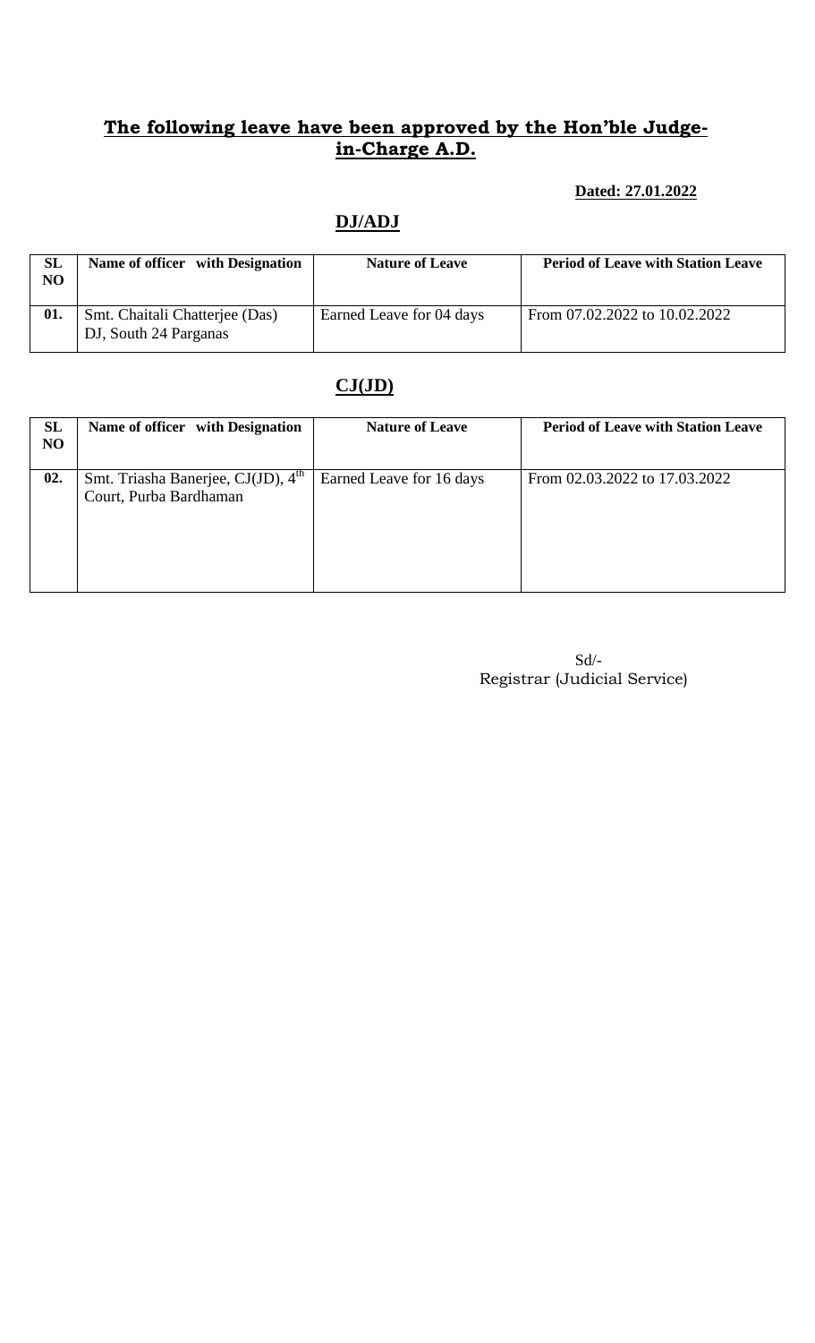## **The following leave have been approved by the Hon'ble Judge-in-Charge A.D.**

**Dated: 27.01.2022**

### **DJ/ADJ**

| SL NO | Name of officer with Designation | Nature of Leave | Period of Leave with Station Leave |
|---|---|---|---|
| 01. | Smt. Chaitali Chatterjee (Das) DJ, South 24 Parganas | Earned Leave for 04 days | From 07.02.2022 to 10.02.2022 |

### **CJ(JD)**

| SL NO | Name of officer with Designation | Nature of Leave | Period of Leave with Station Leave |
|---|---|---|---|
| 02. | Smt. Triasha Banerjee, CJ(JD), 4th Court, Purba Bardhaman | Earned Leave for 16 days | From 02.03.2022 to 17.03.2022 |

Sd/-
Registrar (Judicial Service)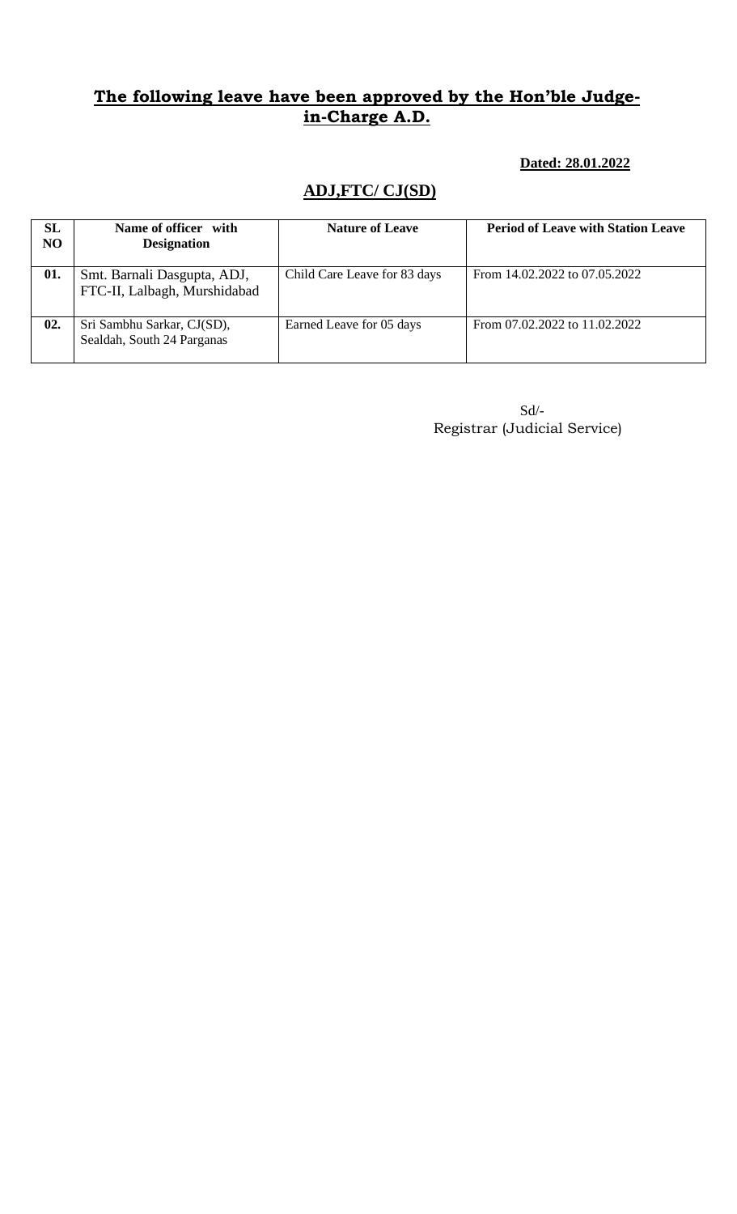## The following leave have been approved by the Hon'ble Judge-in-Charge A.D.

**Dated: 28.01.2022**

## ADJ,FTC/ CJ(SD)

| SL NO | Name of officer with Designation | Nature of Leave | Period of Leave with Station Leave |
|---|---|---|---|
| 01. | Smt. Barnali Dasgupta, ADJ, FTC-II, Lalbagh, Murshidabad | Child Care Leave for 83 days | From 14.02.2022 to 07.05.2022 |
| 02. | Sri Sambhu Sarkar, CJ(SD), Sealdah, South 24 Parganas | Earned Leave for 05 days | From 07.02.2022 to 11.02.2022 |

Sd/-
Registrar (Judicial Service)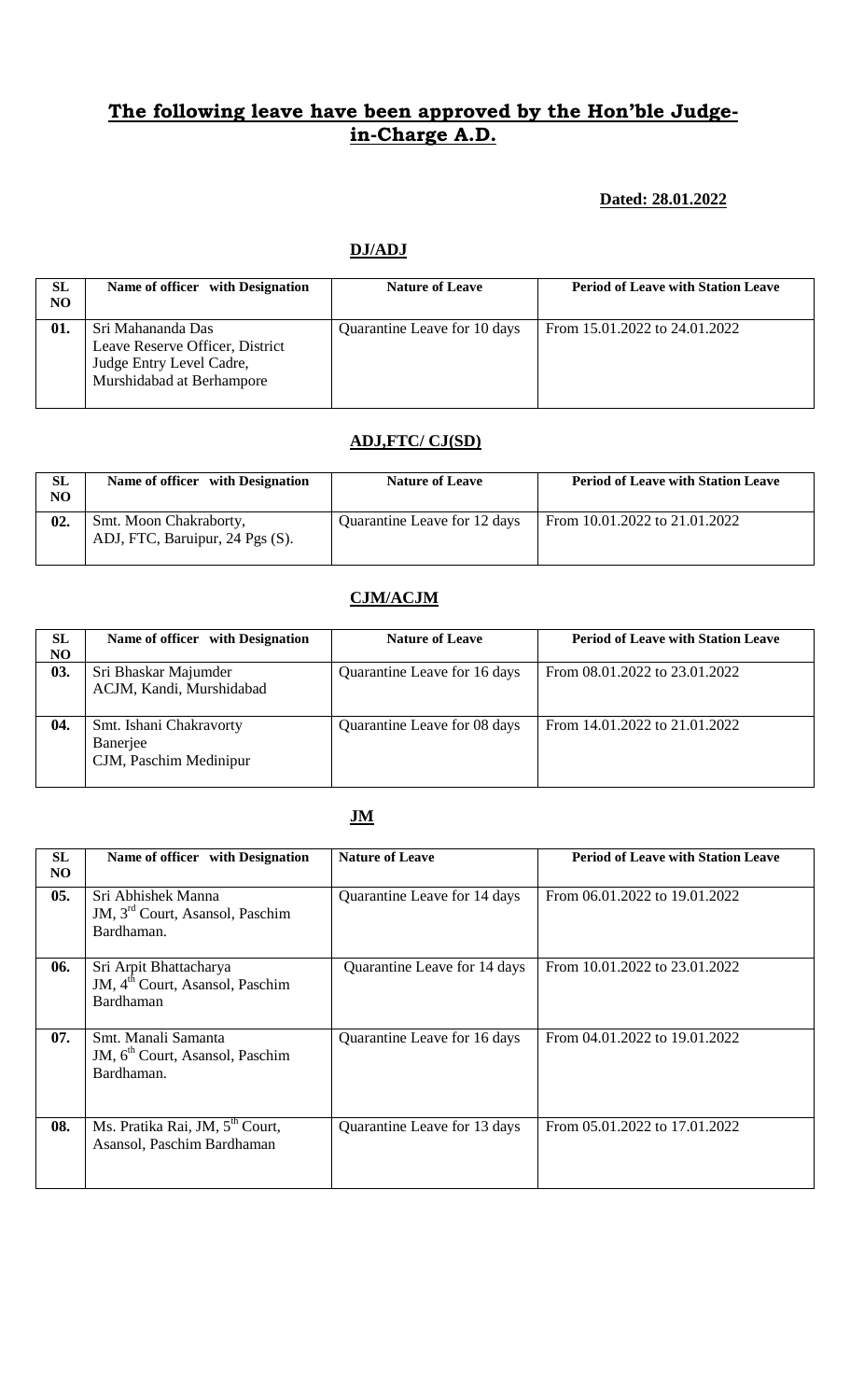## The following leave have been approved by the Hon'ble Judge-in-Charge A.D.

**Dated: 28.01.2022**

### DJ/ADJ

| SL NO | Name of officer with Designation | Nature of Leave | Period of Leave with Station Leave |
|---|---|---|---|
| 01. | Sri Mahananda Das Leave Reserve Officer, District Judge Entry Level Cadre, Murshidabad at Berhampore | Quarantine Leave for 10 days | From 15.01.2022 to 24.01.2022 |

### ADJ,FTC/ CJ(SD)

| SL NO | Name of officer with Designation | Nature of Leave | Period of Leave with Station Leave |
|---|---|---|---|
| 02. | Smt. Moon Chakraborty, ADJ, FTC, Baruipur, 24 Pgs (S). | Quarantine Leave for 12 days | From 10.01.2022 to 21.01.2022 |

### CJM/ACJM

| SL NO | Name of officer with Designation | Nature of Leave | Period of Leave with Station Leave |
|---|---|---|---|
| 03. | Sri Bhaskar Majumder ACJM, Kandi, Murshidabad | Quarantine Leave for 16 days | From 08.01.2022 to 23.01.2022 |
| 04. | Smt. Ishani Chakravorty Banerjee CJM, Paschim Medinipur | Quarantine Leave for 08 days | From 14.01.2022 to 21.01.2022 |

### JM

| SL NO | Name of officer with Designation | Nature of Leave | Period of Leave with Station Leave |
|---|---|---|---|
| 05. | Sri Abhishek Manna JM, 3rd Court, Asansol, Paschim Bardhaman. | Quarantine Leave for 14 days | From 06.01.2022 to 19.01.2022 |
| 06. | Sri Arpit Bhattacharya JM, 4th Court, Asansol, Paschim Bardhaman | Quarantine Leave for 14 days | From 10.01.2022 to 23.01.2022 |
| 07. | Smt. Manali Samanta JM, 6th Court, Asansol, Paschim Bardhaman. | Quarantine Leave for 16 days | From 04.01.2022 to 19.01.2022 |
| 08. | Ms. Pratika Rai, JM, 5th Court, Asansol, Paschim Bardhaman | Quarantine Leave for 13 days | From 05.01.2022 to 17.01.2022 |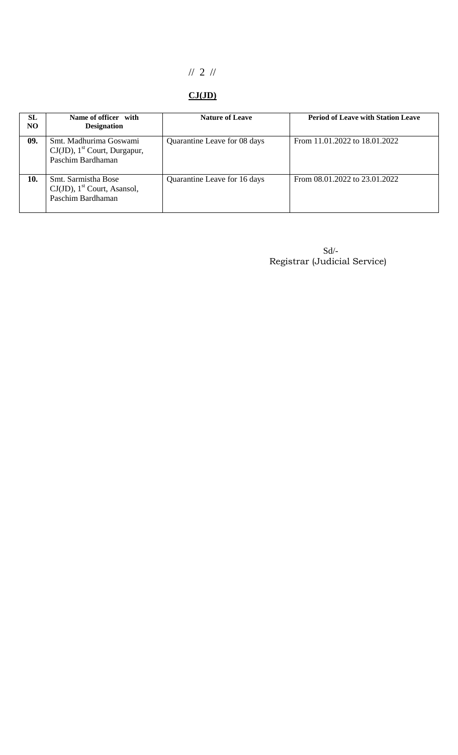## CJ(JD)

| SL NO | Name of officer with Designation | Nature of Leave | Period of Leave with Station Leave |
|---|---|---|---|
| **09.** | Smt. Madhurima Goswami CJ(JD), 1st Court, Durgapur, Paschim Bardhaman | Quarantine Leave for 08 days | From 11.01.2022 to 18.01.2022 |
| **10.** | Smt. Sarmistha Bose CJ(JD), 1st Court, Asansol, Paschim Bardhaman | Quarantine Leave for 16 days | From 08.01.2022 to 23.01.2022 |

Sd/-
Registrar (Judicial Service)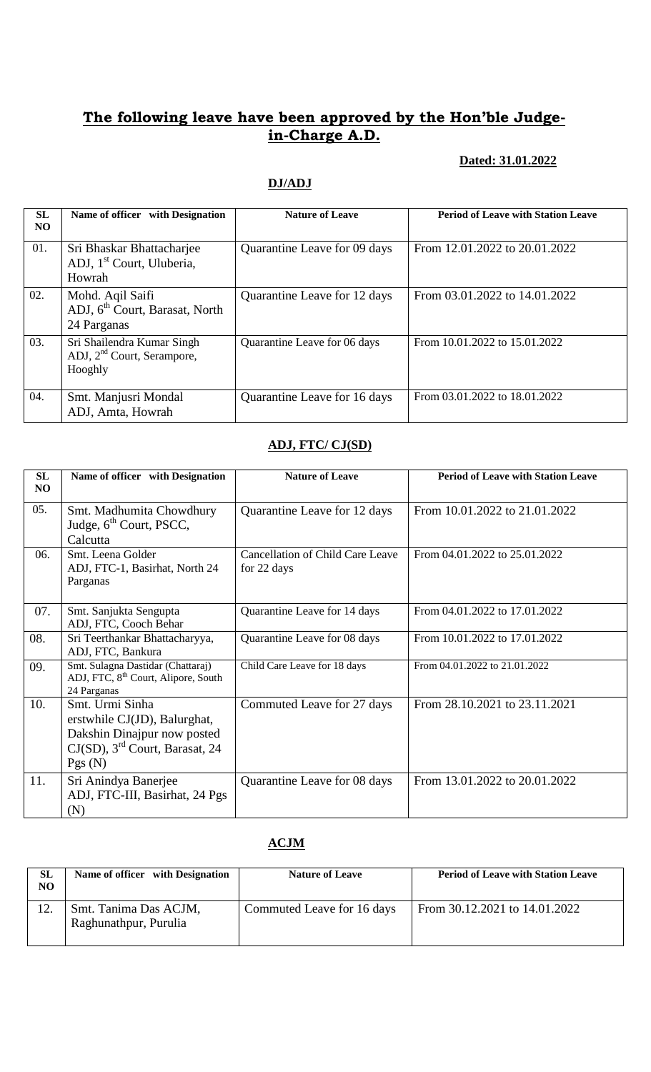## The following leave have been approved by the Hon'ble Judge-in-Charge A.D.

**Dated: 31.01.2022**

**DJ/ADJ**

| SL NO | Name of officer with Designation | Nature of Leave | Period of Leave with Station Leave |
|---|---|---|---|
| 01. | Sri Bhaskar Bhattacharjee ADJ, 1st Court, Uluberia, Howrah | Quarantine Leave for 09 days | From 12.01.2022 to 20.01.2022 |
| 02. | Mohd. Aqil Saifi ADJ, 6th Court, Barasat, North 24 Parganas | Quarantine Leave for 12 days | From 03.01.2022 to 14.01.2022 |
| 03. | Sri Shailendra Kumar Singh ADJ, 2nd Court, Serampore, Hooghly | Quarantine Leave for 06 days | From 10.01.2022 to 15.01.2022 |
| 04. | Smt. Manjusri Mondal ADJ, Amta, Howrah | Quarantine Leave for 16 days | From 03.01.2022 to 18.01.2022 |

**ADJ, FTC/ CJ(SD)**

| SL NO | Name of officer with Designation | Nature of Leave | Period of Leave with Station Leave |
|---|---|---|---|
| 05. | Smt. Madhumita Chowdhury Judge, 6th Court, PSCC, Calcutta | Quarantine Leave for 12 days | From 10.01.2022 to 21.01.2022 |
| 06. | Smt. Leena Golder ADJ, FTC-1, Basirhat, North 24 Parganas | Cancellation of Child Care Leave for 22 days | From 04.01.2022 to 25.01.2022 |
| 07. | Smt. Sanjukta Sengupta ADJ, FTC, Cooch Behar | Quarantine Leave for 14 days | From 04.01.2022 to 17.01.2022 |
| 08. | Sri Teerthankar Bhattacharyya, ADJ, FTC, Bankura | Quarantine Leave for 08 days | From 10.01.2022 to 17.01.2022 |
| 09. | Smt. Sulagna Dastidar (Chattaraj) ADJ, FTC, 8th Court, Alipore, South 24 Parganas | Child Care Leave for 18 days | From 04.01.2022 to 21.01.2022 |
| 10. | Smt. Urmi Sinha erstwhile CJ(JD), Balurghat, Dakshin Dinajpur now posted CJ(SD), 3rd Court, Barasat, 24 Pgs (N) | Commuted Leave for 27 days | From 28.10.2021 to 23.11.2021 |
| 11. | Sri Anindya Banerjee ADJ, FTC-III, Basirhat, 24 Pgs (N) | Quarantine Leave for 08 days | From 13.01.2022 to 20.01.2022 |

**ACJM**

| SL NO | Name of officer with Designation | Nature of Leave | Period of Leave with Station Leave |
|---|---|---|---|
| 12. | Smt. Tanima Das ACJM, Raghunathpur, Purulia | Commuted Leave for 16 days | From 30.12.2021 to 14.01.2022 |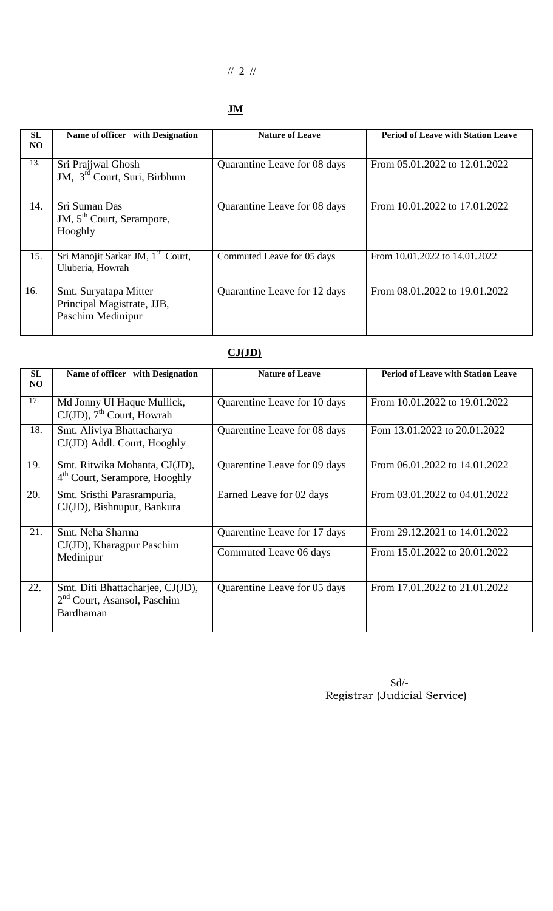// 2 //

## JM

| SL NO | Name of officer with Designation | Nature of Leave | Period of Leave with Station Leave |
|---|---|---|---|
| 13. | Sri Prajjwal Ghosh JM, 3rd Court, Suri, Birbhum | Quarantine Leave for 08 days | From 05.01.2022 to 12.01.2022 |
| 14. | Sri Suman Das JM, 5th Court, Serampore, Hooghly | Quarantine Leave for 08 days | From 10.01.2022 to 17.01.2022 |
| 15. | Sri Manojit Sarkar JM, 1st Court, Uluberia, Howrah | Commuted Leave for 05 days | From 10.01.2022 to 14.01.2022 |
| 16. | Smt. Suryatapa Mitter Principal Magistrate, JJB, Paschim Medinipur | Quarantine Leave for 12 days | From 08.01.2022 to 19.01.2022 |

## CJ(JD)

| SL NO | Name of officer with Designation | Nature of Leave | Period of Leave with Station Leave |
|---|---|---|---|
| 17. | Md Jonny Ul Haque Mullick, CJ(JD), 7th Court, Howrah | Quarentine Leave for 10 days | From 10.01.2022 to 19.01.2022 |
| 18. | Smt. Aliviya Bhattacharya CJ(JD) Addl. Court, Hooghly | Quarentine Leave for 08 days | Fom 13.01.2022 to 20.01.2022 |
| 19. | Smt. Ritwika Mohanta, CJ(JD), 4th Court, Serampore, Hooghly | Quarentine Leave for 09 days | From 06.01.2022 to 14.01.2022 |
| 20. | Smt. Sristhi Parasrampuria, CJ(JD), Bishnupur, Bankura | Earned Leave for 02 days | From 03.01.2022 to 04.01.2022 |
| 21. | Smt. Neha Sharma CJ(JD), Kharagpur Paschim Medinipur | Quarentine Leave for 17 days | From 29.12.2021 to 14.01.2022 |
| | | Commuted Leave 06 days | From 15.01.2022 to 20.01.2022 |
| 22. | Smt. Diti Bhattacharjee, CJ(JD), 2nd Court, Asansol, Paschim Bardhaman | Quarentine Leave for 05 days | From 17.01.2022 to 21.01.2022 |

Sd/-
Registrar (Judicial Service)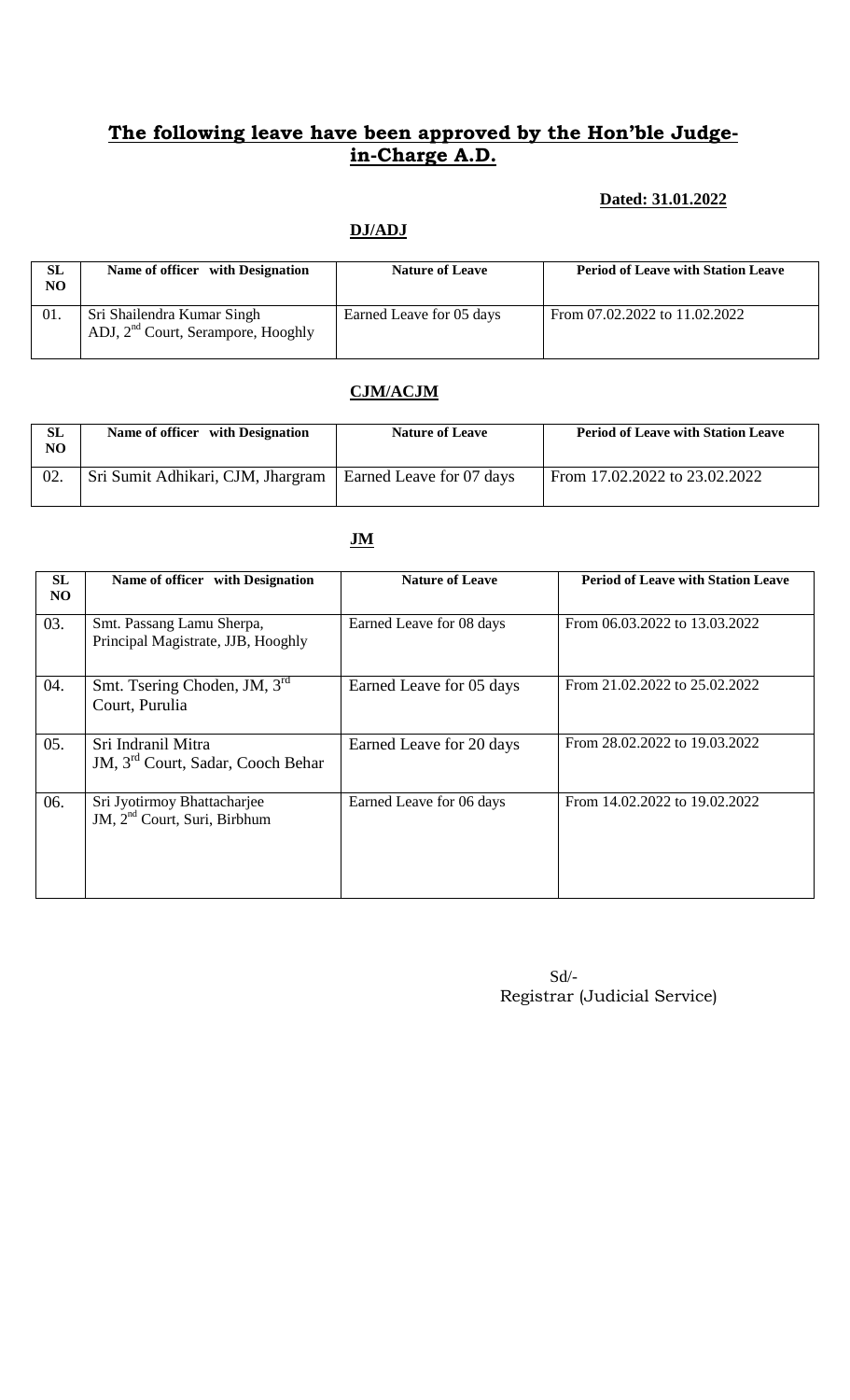## The following leave have been approved by the Hon'ble Judge-in-Charge A.D.

**Dated: 31.01.2022**

### DJ/ADJ

| SL NO | Name of officer with Designation | Nature of Leave | Period of Leave with Station Leave |
|---|---|---|---|
| 01. | Sri Shailendra Kumar Singh ADJ, 2nd Court, Serampore, Hooghly | Earned Leave for 05 days | From 07.02.2022 to 11.02.2022 |

### CJM/ACJM

| SL NO | Name of officer with Designation | Nature of Leave | Period of Leave with Station Leave |
|---|---|---|---|
| 02. | Sri Sumit Adhikari, CJM, Jhargram | Earned Leave for 07 days | From 17.02.2022 to 23.02.2022 |

### JM

| SL NO | Name of officer with Designation | Nature of Leave | Period of Leave with Station Leave |
|---|---|---|---|
| 03. | Smt. Passang Lamu Sherpa, Principal Magistrate, JJB, Hooghly | Earned Leave for 08 days | From 06.03.2022 to 13.03.2022 |
| 04. | Smt. Tsering Choden, JM, 3rd Court, Purulia | Earned Leave for 05 days | From 21.02.2022 to 25.02.2022 |
| 05. | Sri Indranil Mitra JM, 3rd Court, Sadar, Cooch Behar | Earned Leave for 20 days | From 28.02.2022 to 19.03.2022 |
| 06. | Sri Jyotirmoy Bhattacharjee JM, 2nd Court, Suri, Birbhum | Earned Leave for 06 days | From 14.02.2022 to 19.02.2022 |

Sd/-
Registrar (Judicial Service)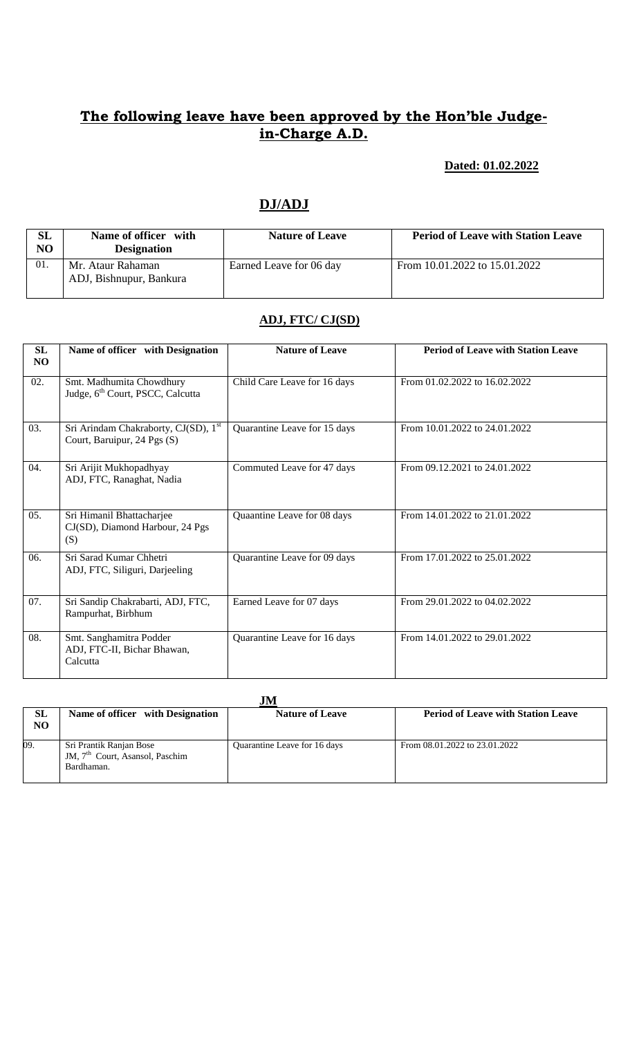## **The following leave have been approved by the Hon'ble Judge-in-Charge A.D.**

**Dated: 01.02.2022**

## **DJ/ADJ**

| SL NO | Name of officer with Designation | Nature of Leave | Period of Leave with Station Leave |
|---|---|---|---|
| 01. | Mr. Ataur Rahaman ADJ, Bishnupur, Bankura | Earned Leave for 06 day | From 10.01.2022 to 15.01.2022 |

## **ADJ, FTC/ CJ(SD)**

| SL NO | Name of officer with Designation | Nature of Leave | Period of Leave with Station Leave |
|---|---|---|---|
| 02. | Smt. Madhumita Chowdhury Judge, 6th Court, PSCC, Calcutta | Child Care Leave for 16 days | From 01.02.2022 to 16.02.2022 |
| 03. | Sri Arindam Chakraborty, CJ(SD), 1st Court, Baruipur, 24 Pgs (S) | Quarantine Leave for 15 days | From 10.01.2022 to 24.01.2022 |
| 04. | Sri Arijit Mukhopadhyay ADJ, FTC, Ranaghat, Nadia | Commuted Leave for 47 days | From 09.12.2021 to 24.01.2022 |
| 05. | Sri Himanil Bhattacharjee CJ(SD), Diamond Harbour, 24 Pgs (S) | Quaantine Leave for 08 days | From 14.01.2022 to 21.01.2022 |
| 06. | Sri Sarad Kumar Chhetri ADJ, FTC, Siliguri, Darjeeling | Quarantine Leave for 09 days | From 17.01.2022 to 25.01.2022 |
| 07. | Sri Sandip Chakrabarti, ADJ, FTC, Rampurhat, Birbhum | Earned Leave for 07 days | From 29.01.2022 to 04.02.2022 |
| 08. | Smt. Sanghamitra Podder ADJ, FTC-II, Bichar Bhawan, Calcutta | Quarantine Leave for 16 days | From 14.01.2022 to 29.01.2022 |

## **JM**

| SL NO | Name of officer with Designation | Nature of Leave | Period of Leave with Station Leave |
|---|---|---|---|
| 09. | Sri Prantik Ranjan Bose JM, 7th Court, Asansol, Paschim Bardhaman. | Quarantine Leave for 16 days | From 08.01.2022 to 23.01.2022 |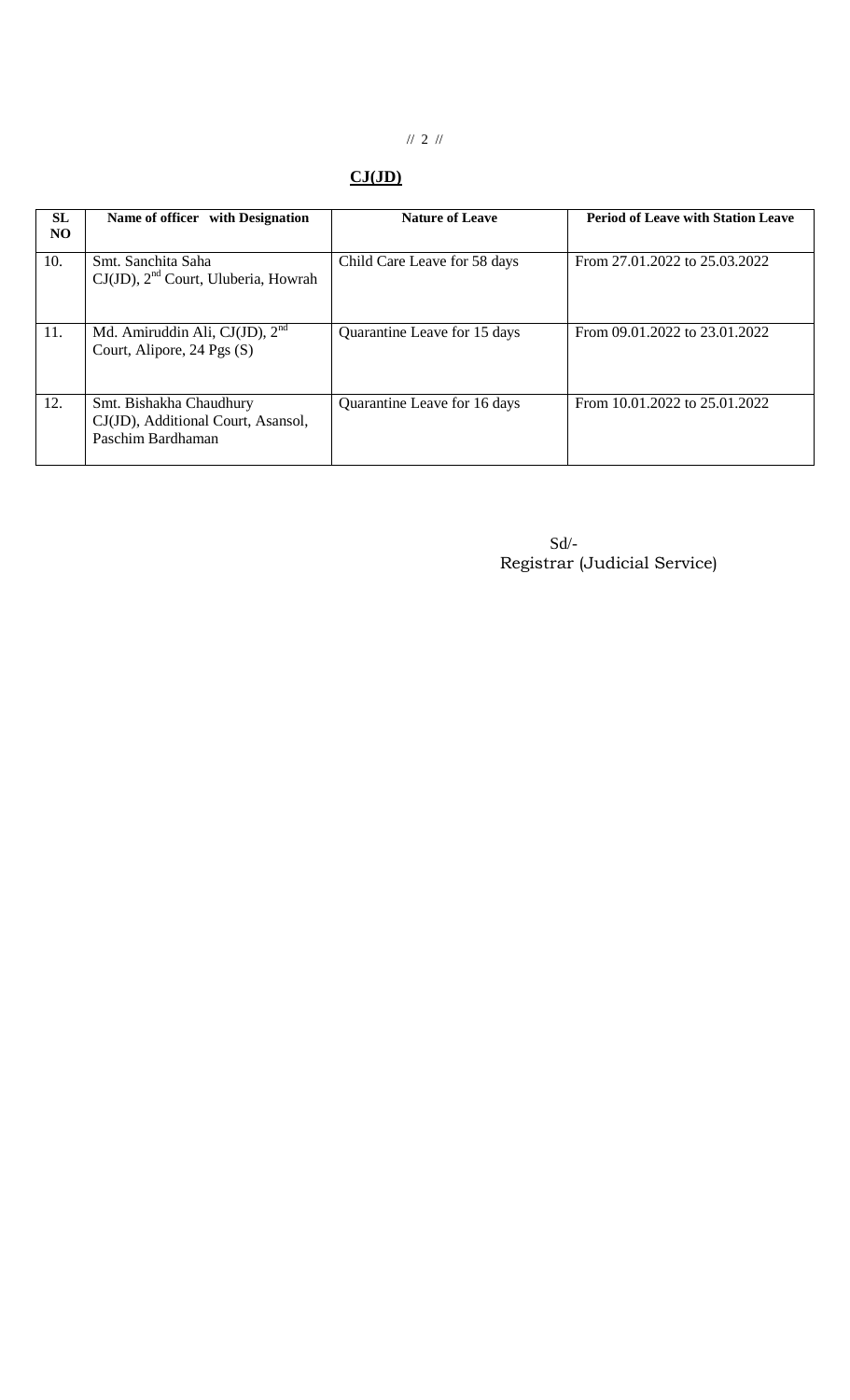## CJ(JD)

| SL NO | Name of officer with Designation | Nature of Leave | Period of Leave with Station Leave |
|---|---|---|---|
| 10. | Smt. Sanchita Saha CJ(JD), 2nd Court, Uluberia, Howrah | Child Care Leave for 58 days | From 27.01.2022 to 25.03.2022 |
| 11. | Md. Amiruddin Ali, CJ(JD), 2nd Court, Alipore, 24 Pgs (S) | Quarantine Leave for 15 days | From 09.01.2022 to 23.01.2022 |
| 12. | Smt. Bishakha Chaudhury CJ(JD), Additional Court, Asansol, Paschim Bardhaman | Quarantine Leave for 16 days | From 10.01.2022 to 25.01.2022 |

Sd/-
Registrar (Judicial Service)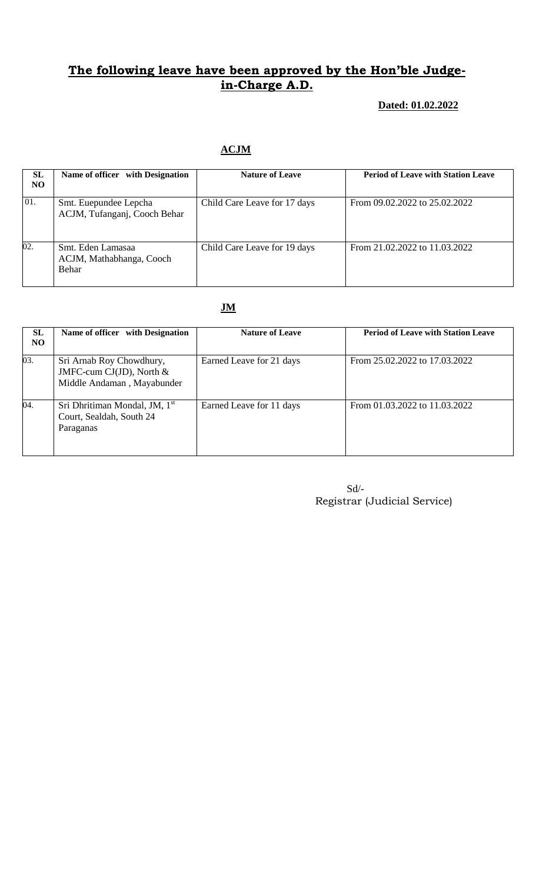## **The following leave have been approved by the Hon'ble Judge-in-Charge A.D.**

**Dated: 01.02.2022**

### **ACJM**

| SL NO | Name of officer with Designation | Nature of Leave | Period of Leave with Station Leave |
|---|---|---|---|
| 01. | Smt. Euepundee Lepcha ACJM, Tufanganj, Cooch Behar | Child Care Leave for 17 days | From 09.02.2022 to 25.02.2022 |
| 02. | Smt. Eden Lamasaa ACJM, Mathabhanga, Cooch Behar | Child Care Leave for 19 days | From 21.02.2022 to 11.03.2022 |

### **JM**

| SL NO | Name of officer with Designation | Nature of Leave | Period of Leave with Station Leave |
|---|---|---|---|
| 03. | Sri Arnab Roy Chowdhury, JMFC-cum CJ(JD), North & Middle Andaman , Mayabunder | Earned Leave for 21 days | From 25.02.2022 to 17.03.2022 |
| 04. | Sri Dhritiman Mondal, JM, 1st Court, Sealdah, South 24 Paraganas | Earned Leave for 11 days | From 01.03.2022 to 11.03.2022 |

Sd/-
Registrar (Judicial Service)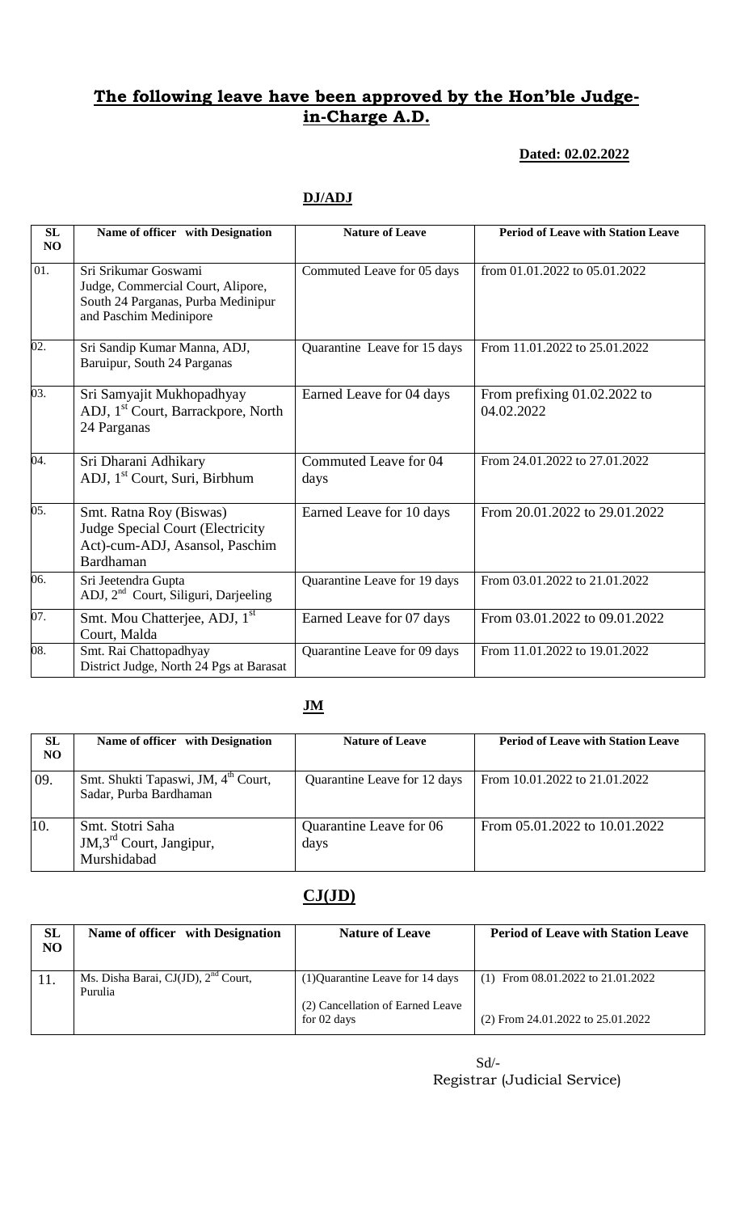## **The following leave have been approved by the Hon'ble Judge-in-Charge A.D.**

**Dated: 02.02.2022**

**DJ/ADJ**

| SL NO | Name of officer with Designation | Nature of Leave | Period of Leave with Station Leave |
|---|---|---|---|
| 01. | Sri Srikumar Goswami<br>Judge, Commercial Court, Alipore, South 24 Parganas, Purba Medinipur and Paschim Medinipore | Commuted Leave for 05 days | from 01.01.2022 to 05.01.2022 |
| 02. | Sri Sandip Kumar Manna, ADJ, Baruipur, South 24 Parganas | Quarantine Leave for 15 days | From 11.01.2022 to 25.01.2022 |
| 03. | Sri Samyajit Mukhopadhyay<br>ADJ, 1st Court, Barrackpore, North 24 Parganas | Earned Leave for 04 days | From prefixing 01.02.2022 to 04.02.2022 |
| 04. | Sri Dharani Adhikary<br>ADJ, 1st Court, Suri, Birbhum | Commuted Leave for 04 days | From 24.01.2022 to 27.01.2022 |
| 05. | Smt. Ratna Roy (Biswas)<br>Judge Special Court (Electricity Act)-cum-ADJ, Asansol, Paschim Bardhaman | Earned Leave for 10 days | From 20.01.2022 to 29.01.2022 |
| 06. | Sri Jeetendra Gupta<br>ADJ, 2nd Court, Siliguri, Darjeeling | Quarantine Leave for 19 days | From 03.01.2022 to 21.01.2022 |
| 07. | Smt. Mou Chatterjee, ADJ, 1st Court, Malda | Earned Leave for 07 days | From 03.01.2022 to 09.01.2022 |
| 08. | Smt. Rai Chattopadhyay<br>District Judge, North 24 Pgs at Barasat | Quarantine Leave for 09 days | From 11.01.2022 to 19.01.2022 |

**JM**

| SL NO | Name of officer with Designation | Nature of Leave | Period of Leave with Station Leave |
|---|---|---|---|
| 09. | Smt. Shukti Tapaswi, JM, 4th Court, Sadar, Purba Bardhaman | Quarantine Leave for 12 days | From 10.01.2022 to 21.01.2022 |
| 10. | Smt. Stotri Saha<br>JM,3rd Court, Jangipur, Murshidabad | Quarantine Leave for 06 days | From 05.01.2022 to 10.01.2022 |

**CJ(JD)**

| SL NO | Name of officer with Designation | Nature of Leave | Period of Leave with Station Leave |
|---|---|---|---|
| 11. | Ms. Disha Barai, CJ(JD), 2nd Court, Purulia | (1)Quarantine Leave for 14 days<br>(2) Cancellation of Earned Leave for 02 days | (1) From 08.01.2022 to 21.01.2022<br>(2) From 24.01.2022 to 25.01.2022 |

Sd/-
Registrar (Judicial Service)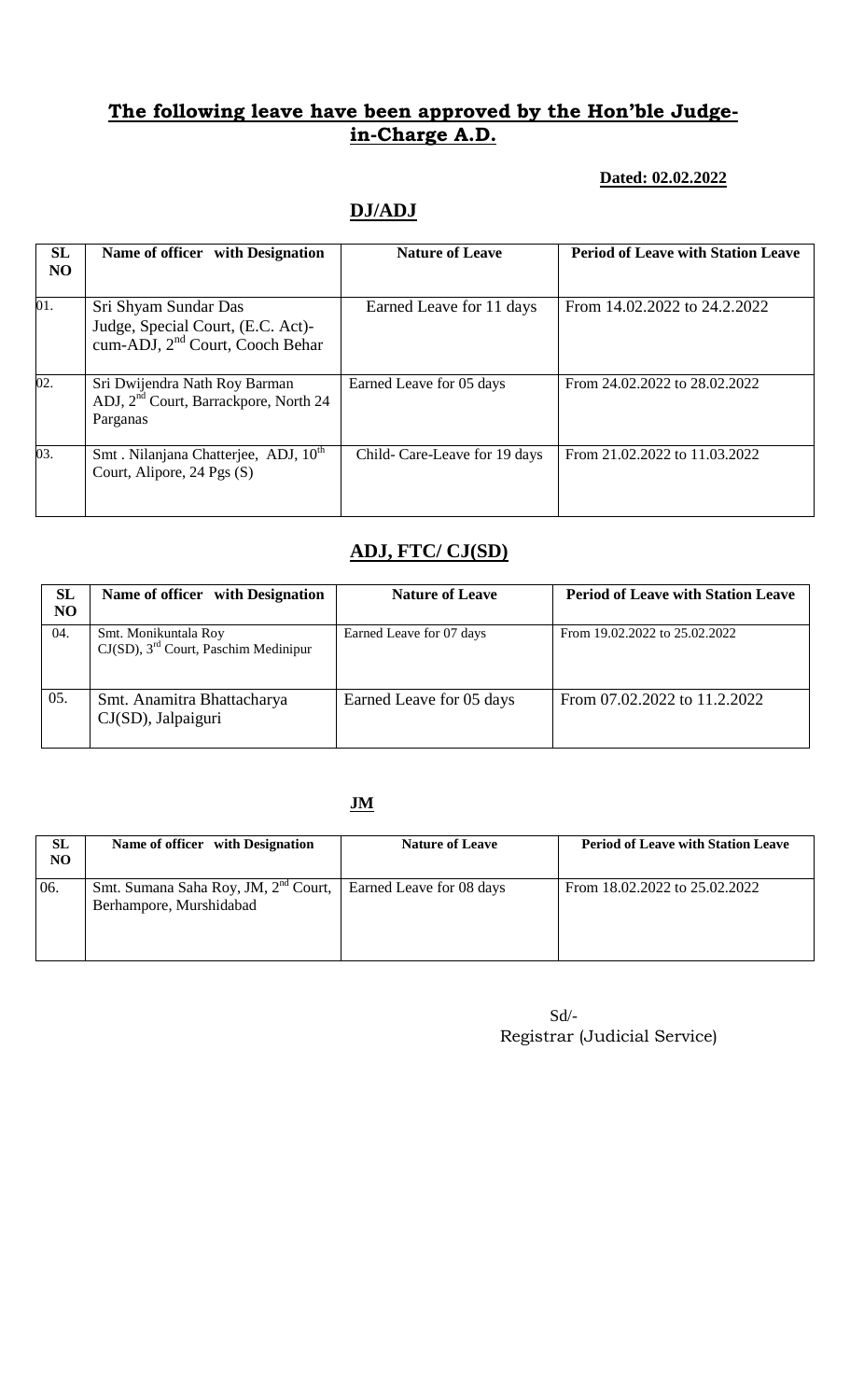## The following leave have been approved by the Hon'ble Judge-in-Charge A.D.

**Dated: 02.02.2022**

## DJ/ADJ

| SL NO | Name of officer with Designation | Nature of Leave | Period of Leave with Station Leave |
|---|---|---|---|
| 01. | Sri Shyam Sundar Das<br>Judge, Special Court, (E.C. Act)-cum-ADJ, 2nd Court, Cooch Behar | Earned Leave for 11 days | From 14.02.2022 to 24.2.2022 |
| 02. | Sri Dwijendra Nath Roy Barman<br>ADJ, 2nd Court, Barrackpore, North 24 Parganas | Earned Leave for 05 days | From 24.02.2022 to 28.02.2022 |
| 03. | Smt . Nilanjana Chatterjee, ADJ, 10th Court, Alipore, 24 Pgs (S) | Child- Care-Leave for 19 days | From 21.02.2022 to 11.03.2022 |

## ADJ, FTC/ CJ(SD)

| SL NO | Name of officer with Designation | Nature of Leave | Period of Leave with Station Leave |
|---|---|---|---|
| 04. | Smt. Monikuntala Roy<br>CJ(SD), 3rd Court, Paschim Medinipur | Earned Leave for 07 days | From 19.02.2022 to 25.02.2022 |
| 05. | Smt. Anamitra Bhattacharya<br>CJ(SD), Jalpaiguri | Earned Leave for 05 days | From 07.02.2022 to 11.2.2022 |

## JM

| SL NO | Name of officer with Designation | Nature of Leave | Period of Leave with Station Leave |
|---|---|---|---|
| 06. | Smt. Sumana Saha Roy, JM, 2nd Court, Berhampore, Murshidabad | Earned Leave for 08 days | From 18.02.2022 to 25.02.2022 |

Sd/-
Registrar (Judicial Service)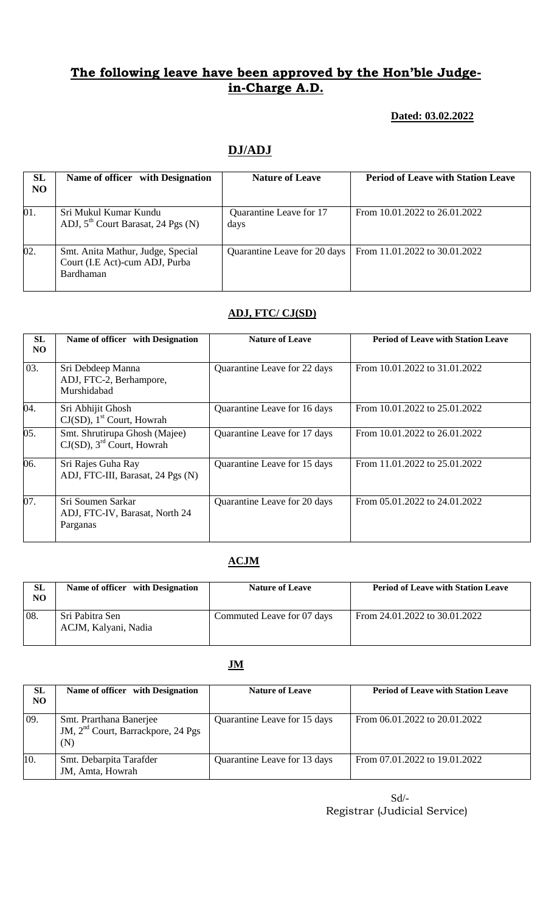## The following leave have been approved by the Hon'ble Judge-in-Charge A.D.

**Dated: 03.02.2022**

### DJ/ADJ

| SL NO | Name of officer with Designation | Nature of Leave | Period of Leave with Station Leave |
|---|---|---|---|
| 01. | Sri Mukul Kumar Kundu ADJ, 5th Court Barasat, 24 Pgs (N) | Quarantine Leave for 17 days | From 10.01.2022 to 26.01.2022 |
| 02. | Smt. Anita Mathur, Judge, Special Court (I.E Act)-cum ADJ, Purba Bardhaman | Quarantine Leave for 20 days | From 11.01.2022 to 30.01.2022 |

### ADJ, FTC/ CJ(SD)

| SL NO | Name of officer with Designation | Nature of Leave | Period of Leave with Station Leave |
|---|---|---|---|
| 03. | Sri Debdeep Manna ADJ, FTC-2, Berhampore, Murshidabad | Quarantine Leave for 22 days | From 10.01.2022 to 31.01.2022 |
| 04. | Sri Abhijit Ghosh CJ(SD), 1st Court, Howrah | Quarantine Leave for 16 days | From 10.01.2022 to 25.01.2022 |
| 05. | Smt. Shrutirupa Ghosh (Majee) CJ(SD), 3rd Court, Howrah | Quarantine Leave for 17 days | From 10.01.2022 to 26.01.2022 |
| 06. | Sri Rajes Guha Ray ADJ, FTC-III, Barasat, 24 Pgs (N) | Quarantine Leave for 15 days | From 11.01.2022 to 25.01.2022 |
| 07. | Sri Soumen Sarkar ADJ, FTC-IV, Barasat, North 24 Parganas | Quarantine Leave for 20 days | From 05.01.2022 to 24.01.2022 |

### ACJM

| SL NO | Name of officer with Designation | Nature of Leave | Period of Leave with Station Leave |
|---|---|---|---|
| 08. | Sri Pabitra Sen ACJM, Kalyani, Nadia | Commuted Leave for 07 days | From 24.01.2022 to 30.01.2022 |

### JM

| SL NO | Name of officer with Designation | Nature of Leave | Period of Leave with Station Leave |
|---|---|---|---|
| 09. | Smt. Prarthana Banerjee JM, 2nd Court, Barrackpore, 24 Pgs (N) | Quarantine Leave for 15 days | From 06.01.2022 to 20.01.2022 |
| 10. | Smt. Debarpita Tarafder JM, Amta, Howrah | Quarantine Leave for 13 days | From 07.01.2022 to 19.01.2022 |

Sd/-
Registrar (Judicial Service)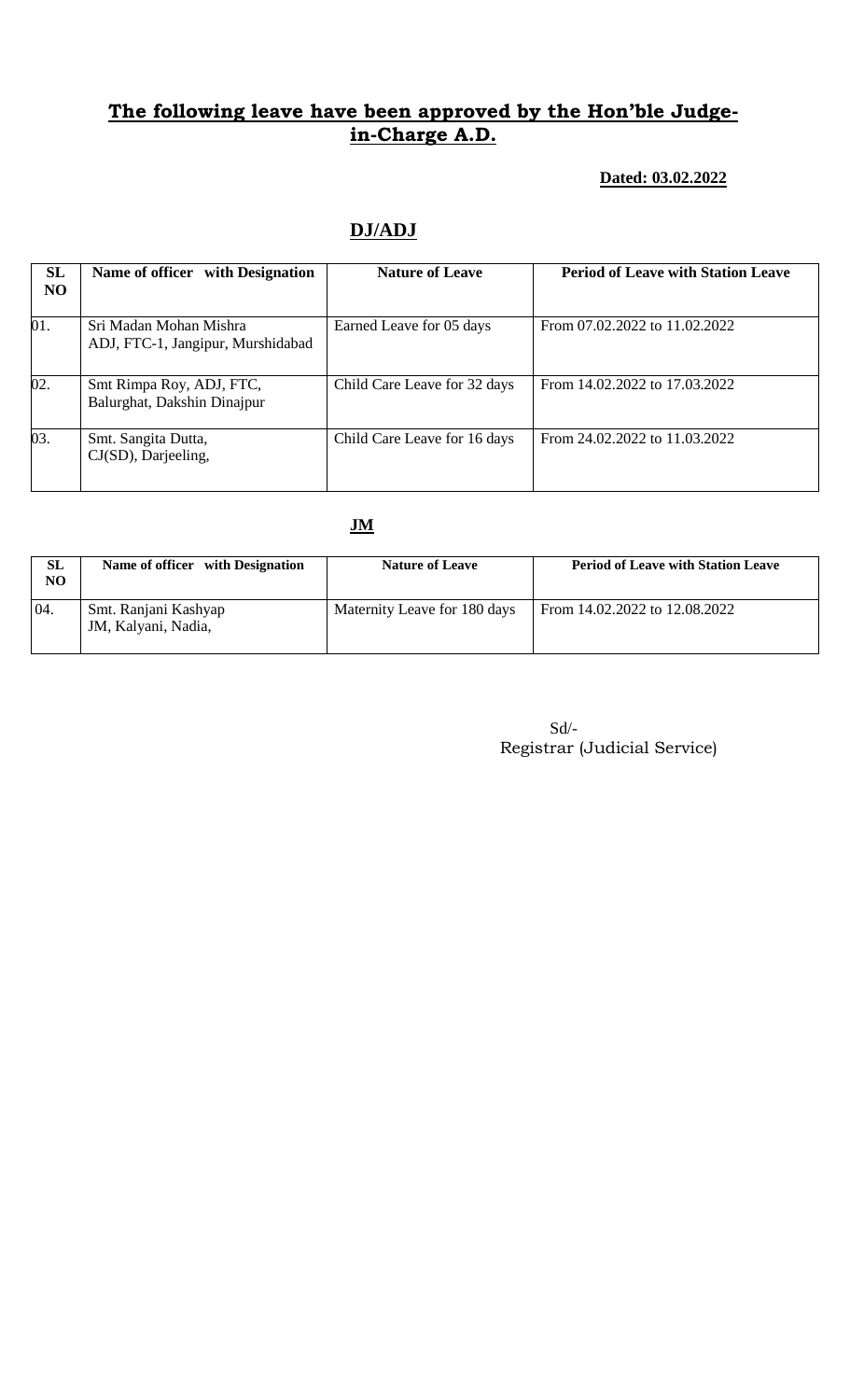# The following leave have been approved by the Hon'ble Judge-in-Charge A.D.

**Dated: 03.02.2022**

## DJ/ADJ

| SL NO | Name of officer with Designation | Nature of Leave | Period of Leave with Station Leave |
|---|---|---|---|
| 01. | Sri Madan Mohan Mishra ADJ, FTC-1, Jangipur, Murshidabad | Earned Leave for 05 days | From 07.02.2022 to 11.02.2022 |
| 02. | Smt Rimpa Roy, ADJ, FTC, Balurghat, Dakshin Dinajpur | Child Care Leave for 32 days | From 14.02.2022 to 17.03.2022 |
| 03. | Smt. Sangita Dutta, CJ(SD), Darjeeling, | Child Care Leave for 16 days | From 24.02.2022 to 11.03.2022 |

## JM

| SL NO | Name of officer with Designation | Nature of Leave | Period of Leave with Station Leave |
|---|---|---|---|
| 04. | Smt. Ranjani Kashyap JM, Kalyani, Nadia, | Maternity Leave for 180 days | From 14.02.2022 to 12.08.2022 |

Sd/-
Registrar (Judicial Service)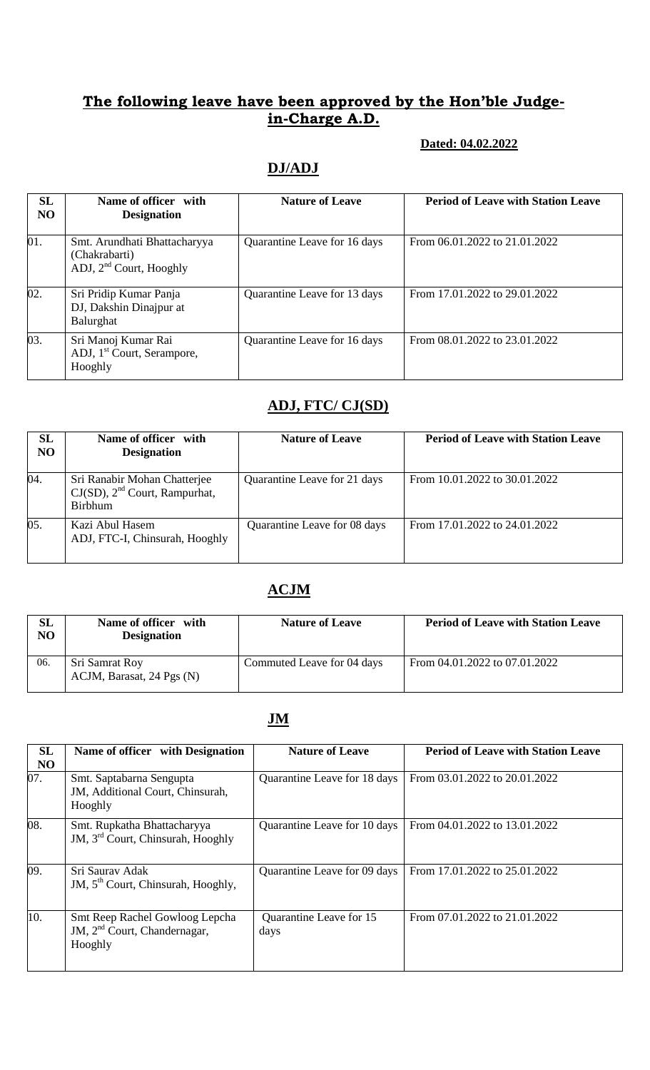## **The following leave have been approved by the Hon'ble Judge-in-Charge A.D.**

**Dated: 04.02.2022**

## **DJ/ADJ**

| SL NO | Name of officer with Designation | Nature of Leave | Period of Leave with Station Leave |
|---|---|---|---|
| 01. | Smt. Arundhati Bhattacharyya (Chakrabarti) ADJ, 2nd Court, Hooghly | Quarantine Leave for 16 days | From 06.01.2022 to 21.01.2022 |
| 02. | Sri Pridip Kumar Panja DJ, Dakshin Dinajpur at Balurghat | Quarantine Leave for 13 days | From 17.01.2022 to 29.01.2022 |
| 03. | Sri Manoj Kumar Rai ADJ, 1st Court, Serampore, Hooghly | Quarantine Leave for 16 days | From 08.01.2022 to 23.01.2022 |

## **ADJ, FTC/ CJ(SD)**

| SL NO | Name of officer with Designation | Nature of Leave | Period of Leave with Station Leave |
|---|---|---|---|
| 04. | Sri Ranabir Mohan Chatterjee CJ(SD), 2nd Court, Rampurhat, Birbhum | Quarantine Leave for 21 days | From 10.01.2022 to 30.01.2022 |
| 05. | Kazi Abul Hasem ADJ, FTC-I, Chinsurah, Hooghly | Quarantine Leave for 08 days | From 17.01.2022 to 24.01.2022 |

## **ACJM**

| SL NO | Name of officer with Designation | Nature of Leave | Period of Leave with Station Leave |
|---|---|---|---|
| 06. | Sri Samrat Roy ACJM, Barasat, 24 Pgs (N) | Commuted Leave for 04 days | From 04.01.2022 to 07.01.2022 |

## **JM**

| SL NO | Name of officer with Designation | Nature of Leave | Period of Leave with Station Leave |
|---|---|---|---|
| 07. | Smt. Saptabarna Sengupta JM, Additional Court, Chinsurah, Hooghly | Quarantine Leave for 18 days | From 03.01.2022 to 20.01.2022 |
| 08. | Smt. Rupkatha Bhattacharyya JM, 3rd Court, Chinsurah, Hooghly | Quarantine Leave for 10 days | From 04.01.2022 to 13.01.2022 |
| 09. | Sri Saurav Adak JM, 5th Court, Chinsurah, Hooghly, | Quarantine Leave for 09 days | From 17.01.2022 to 25.01.2022 |
| 10. | Smt Reep Rachel Gowloog Lepcha JM, 2nd Court, Chandernagar, Hooghly | Quarantine Leave for 15 days | From 07.01.2022 to 21.01.2022 |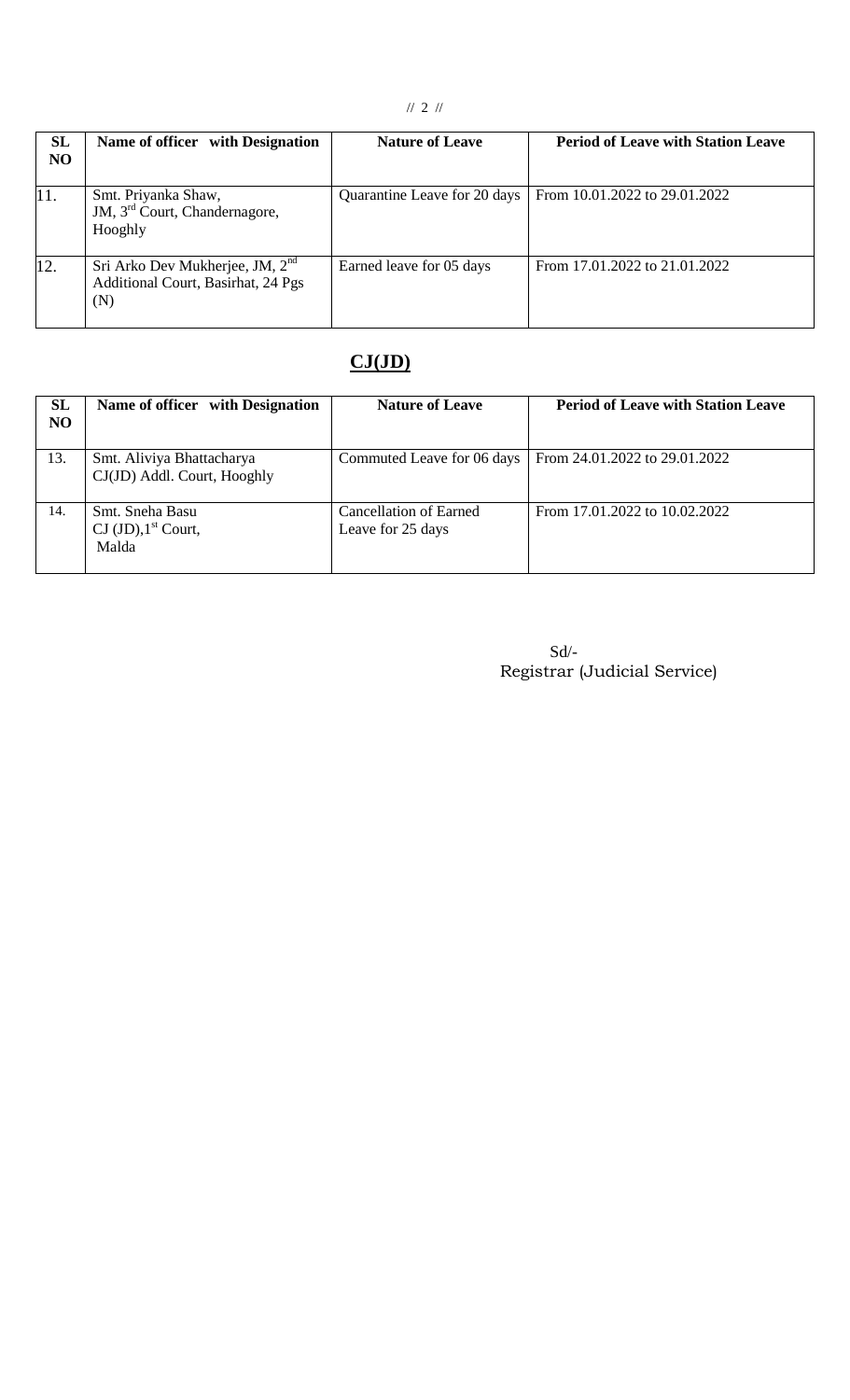| SL NO | Name of officer with Designation | Nature of Leave | Period of Leave with Station Leave |
|---|---|---|---|
| 11. | Smt. Priyanka Shaw, JM, 3rd Court, Chandernagore, Hooghly | Quarantine Leave for 20 days | From 10.01.2022 to 29.01.2022 |
| 12. | Sri Arko Dev Mukherjee, JM, 2nd Additional Court, Basirhat, 24 Pgs (N) | Earned leave for 05 days | From 17.01.2022 to 21.01.2022 |

## CJ(JD)

| SL NO | Name of officer with Designation | Nature of Leave | Period of Leave with Station Leave |
|---|---|---|---|
| 13. | Smt. Aliviya Bhattacharya CJ(JD) Addl. Court, Hooghly | Commuted Leave for 06 days | From 24.01.2022 to 29.01.2022 |
| 14. | Smt. Sneha Basu CJ (JD), 1st Court, Malda | Cancellation of Earned Leave for 25 days | From 17.01.2022 to 10.02.2022 |

Sd/-
Registrar (Judicial Service)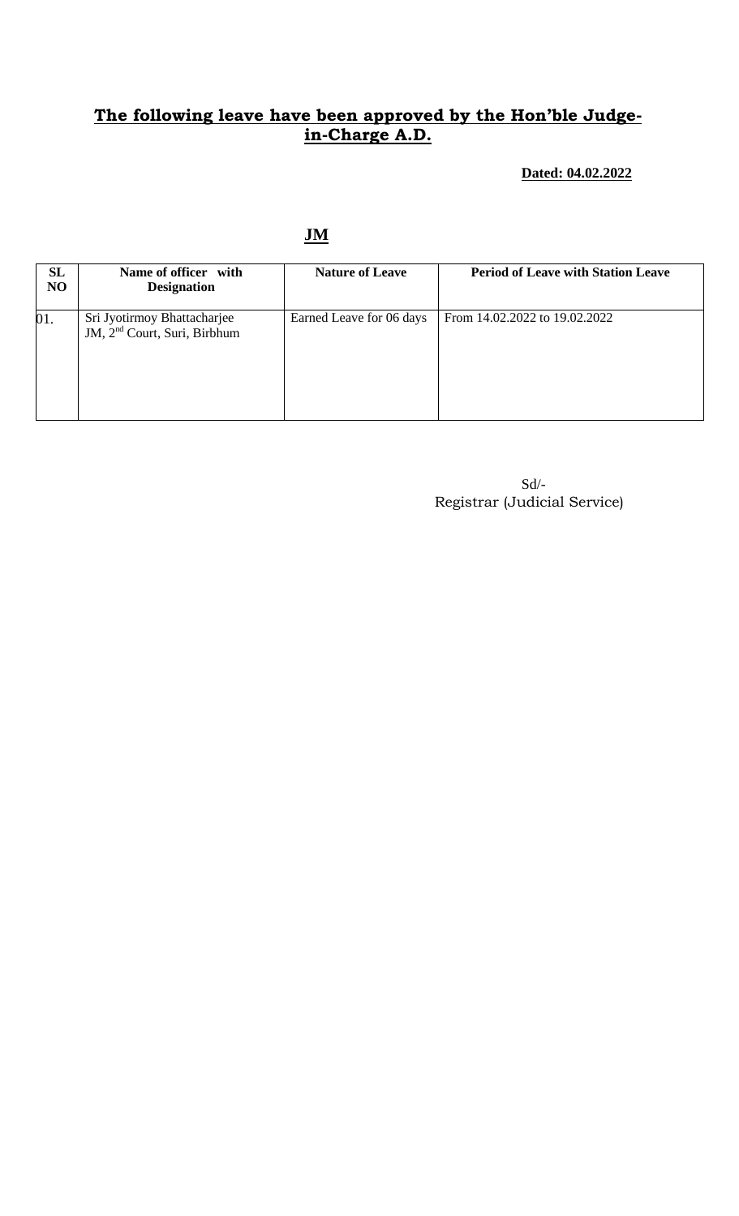## **The following leave have been approved by the Hon'ble Judge-in-Charge A.D.**

**Dated: 04.02.2022**

### **JM**

| SL NO | Name of officer with Designation | Nature of Leave | Period of Leave with Station Leave |
|---|---|---|---|
| 01. | Sri Jyotirmoy Bhattacharjee JM, 2nd Court, Suri, Birbhum | Earned Leave for 06 days | From 14.02.2022 to 19.02.2022 |

Sd/-
Registrar (Judicial Service)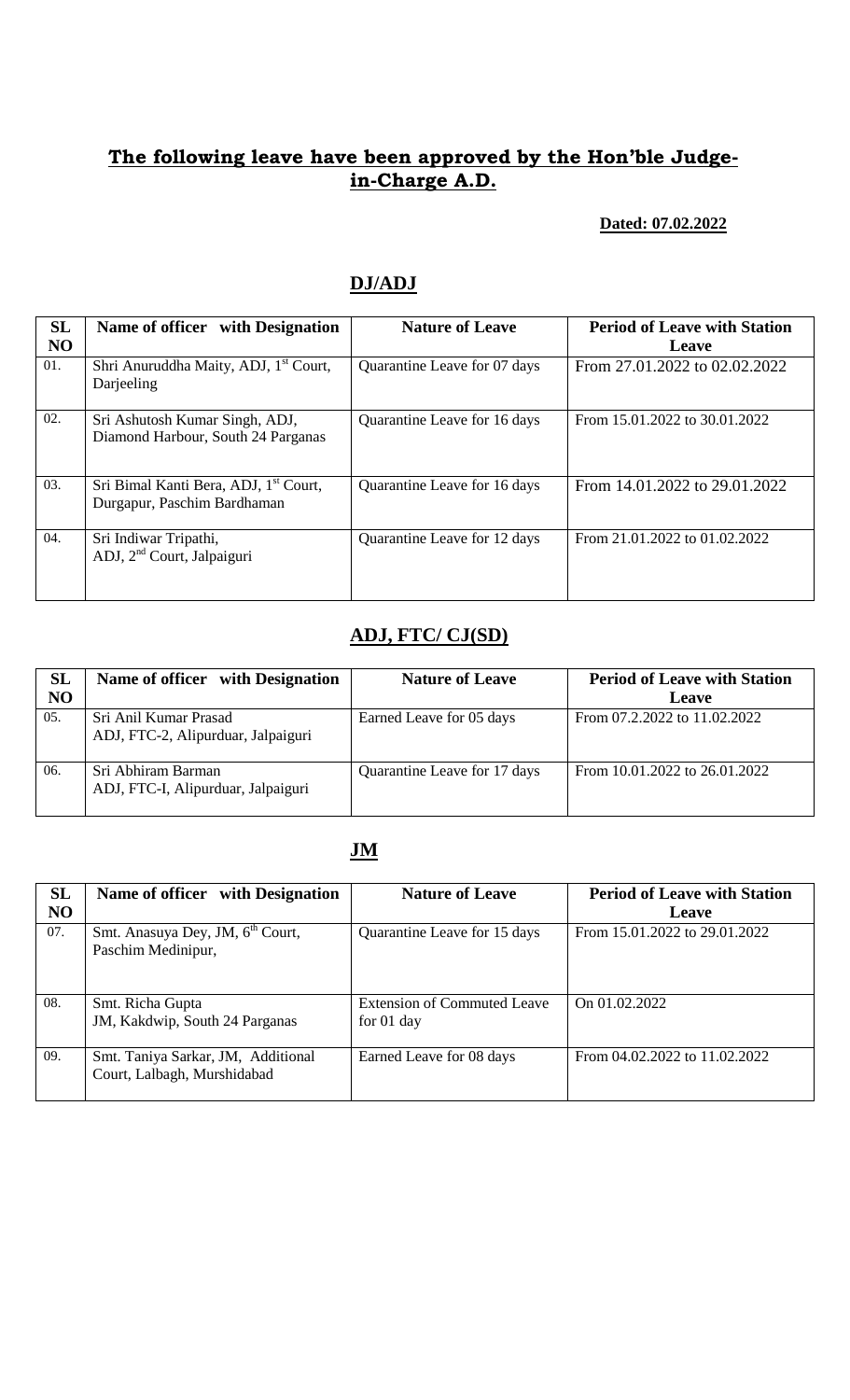## The following leave have been approved by the Hon'ble Judge-in-Charge A.D.

**Dated: 07.02.2022**

### DJ/ADJ

| SL NO | Name of officer with Designation | Nature of Leave | Period of Leave with Station Leave |
|---|---|---|---|
| 01. | Shri Anuruddha Maity, ADJ, 1st Court, Darjeeling | Quarantine Leave for 07 days | From 27.01.2022 to 02.02.2022 |
| 02. | Sri Ashutosh Kumar Singh, ADJ, Diamond Harbour, South 24 Parganas | Quarantine Leave for 16 days | From 15.01.2022 to 30.01.2022 |
| 03. | Sri Bimal Kanti Bera, ADJ, 1st Court, Durgapur, Paschim Bardhaman | Quarantine Leave for 16 days | From 14.01.2022 to 29.01.2022 |
| 04. | Sri Indiwar Tripathi, ADJ, 2nd Court, Jalpaiguri | Quarantine Leave for 12 days | From 21.01.2022 to 01.02.2022 |

### ADJ, FTC/ CJ(SD)

| SL NO | Name of officer with Designation | Nature of Leave | Period of Leave with Station Leave |
|---|---|---|---|
| 05. | Sri Anil Kumar Prasad ADJ, FTC-2, Alipurduar, Jalpaiguri | Earned Leave for 05 days | From 07.2.2022 to 11.02.2022 |
| 06. | Sri Abhiram Barman ADJ, FTC-I, Alipurduar, Jalpaiguri | Quarantine Leave for 17 days | From 10.01.2022 to 26.01.2022 |

### JM

| SL NO | Name of officer with Designation | Nature of Leave | Period of Leave with Station Leave |
|---|---|---|---|
| 07. | Smt. Anasuya Dey, JM, 6th Court, Paschim Medinipur, | Quarantine Leave for 15 days | From 15.01.2022 to 29.01.2022 |
| 08. | Smt. Richa Gupta JM, Kakdwip, South 24 Parganas | Extension of Commuted Leave for 01 day | On 01.02.2022 |
| 09. | Smt. Taniya Sarkar, JM, Additional Court, Lalbagh, Murshidabad | Earned Leave for 08 days | From 04.02.2022 to 11.02.2022 |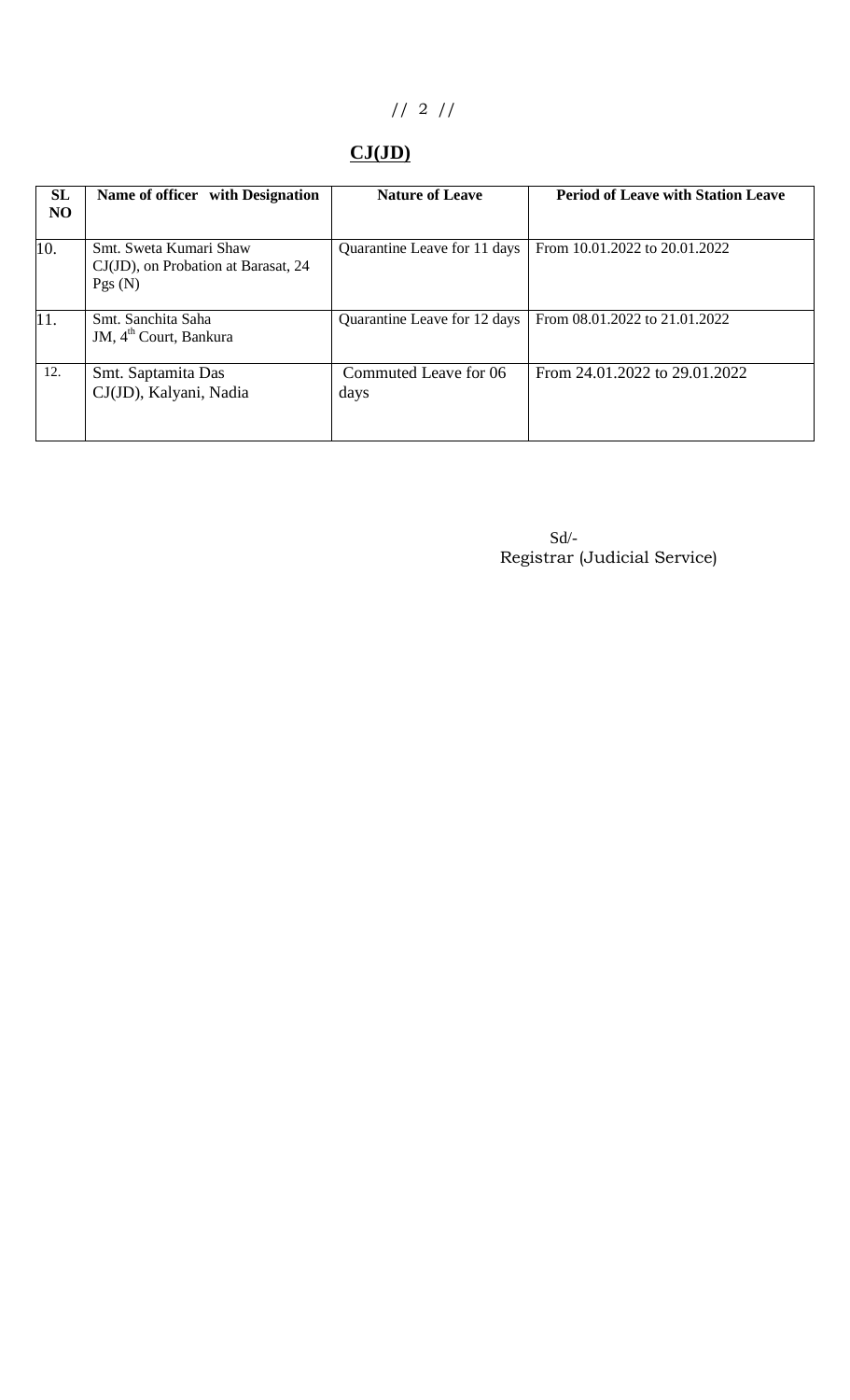// 2 //

## CJ(JD)

| SL NO | Name of officer with Designation | Nature of Leave | Period of Leave with Station Leave |
|---|---|---|---|
| 10. | Smt. Sweta Kumari Shaw<br>CJ(JD), on Probation at Barasat, 24 Pgs (N) | Quarantine Leave for 11 days | From 10.01.2022 to 20.01.2022 |
| 11. | Smt. Sanchita Saha<br>JM, 4th Court, Bankura | Quarantine Leave for 12 days | From 08.01.2022 to 21.01.2022 |
| 12. | Smt. Saptamita Das<br>CJ(JD), Kalyani, Nadia | Commuted Leave for 06 days | From 24.01.2022 to 29.01.2022 |

Sd/-
Registrar (Judicial Service)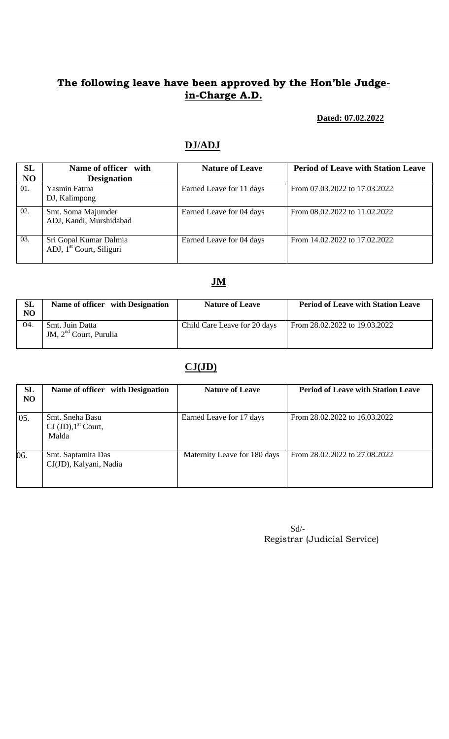## The following leave have been approved by the Hon'ble Judge-in-Charge A.D.

**Dated: 07.02.2022**

## DJ/ADJ

| SL NO | Name of officer with Designation | Nature of Leave | Period of Leave with Station Leave |
|---|---|---|---|
| 01. | Yasmin Fatma<br>DJ, Kalimpong | Earned Leave for 11 days | From 07.03.2022 to 17.03.2022 |
| 02. | Smt. Soma Majumder<br>ADJ, Kandi, Murshidabad | Earned Leave for 04 days | From 08.02.2022 to 11.02.2022 |
| 03. | Sri Gopal Kumar Dalmia<br>ADJ, 1st Court, Siliguri | Earned Leave for 04 days | From 14.02.2022 to 17.02.2022 |

## JM

| SL NO | Name of officer with Designation | Nature of Leave | Period of Leave with Station Leave |
|---|---|---|---|
| 04. | Smt. Juin Datta<br>JM, 2nd Court, Purulia | Child Care Leave for 20 days | From 28.02.2022 to 19.03.2022 |

## CJ(JD)

| SL NO | Name of officer with Designation | Nature of Leave | Period of Leave with Station Leave |
|---|---|---|---|
| 05. | Smt. Sneha Basu<br>CJ (JD),1st Court,<br>Malda | Earned Leave for 17 days | From 28.02.2022 to 16.03.2022 |
| 06. | Smt. Saptamita Das<br>CJ(JD), Kalyani, Nadia | Maternity Leave for 180 days | From 28.02.2022 to 27.08.2022 |

Sd/-
Registrar (Judicial Service)